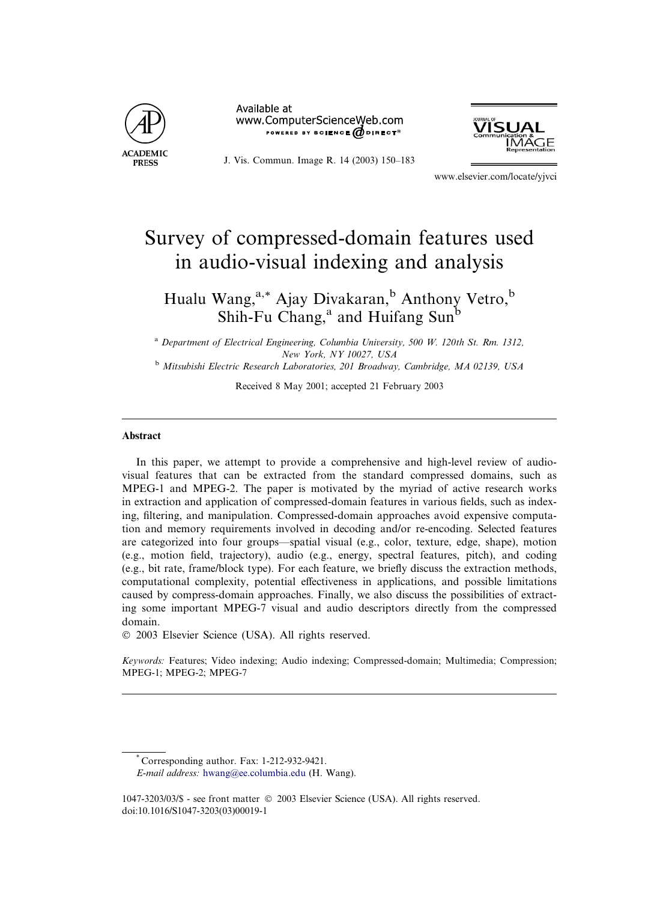# Survey of compressed-domain features used in audio-visual indexing and analysis

Hualu Wang,[a,*] Ajay Divakaran,[b] Anthony Vetro,[b] Shih-Fu Chang,[a] and Huifang Sun[b]

[a] *Department of Electrical Engineering, Columbia University, 500 W. 120th St. Rm. 1312, New York, NY 10027, USA*

[b] *Mitsubishi Electric Research Laboratories, 201 Broadway, Cambridge, MA 02139, USA*

Received 8 May 2001; accepted 21 February 2003

## Abstract

In this paper, we attempt to provide a comprehensive and high-level review of audio-visual features that can be extracted from the standard compressed domains, such as MPEG-1 and MPEG-2. The paper is motivated by the myriad of active research works in extraction and application of compressed-domain features in various fields, such as indexing, filtering, and manipulation. Compressed-domain approaches avoid expensive computation and memory requirements involved in decoding and/or re-encoding. Selected features are categorized into four groups—spatial visual (e.g., color, texture, edge, shape), motion (e.g., motion field, trajectory), audio (e.g., energy, spectral features, pitch), and coding (e.g., bit rate, frame/block type). For each feature, we briefly discuss the extraction methods, computational complexity, potential effectiveness in applications, and possible limitations caused by compress-domain approaches. Finally, we also discuss the possibilities of extracting some important MPEG-7 visual and audio descriptors directly from the compressed domain.

© 2003 Elsevier Science (USA). All rights reserved.

*Keywords:* Features; Video indexing; Audio indexing; Compressed-domain; Multimedia; Compression; MPEG-1; MPEG-2; MPEG-7

---

[*] Corresponding author. Fax: 1-212-932-9421.

*E-mail address:* hwang@ee.columbia.edu (H. Wang).

1047-3203/03/$ - see front matter © 2003 Elsevier Science (USA). All rights reserved.
doi:10.1016/S1047-3203(03)00019-1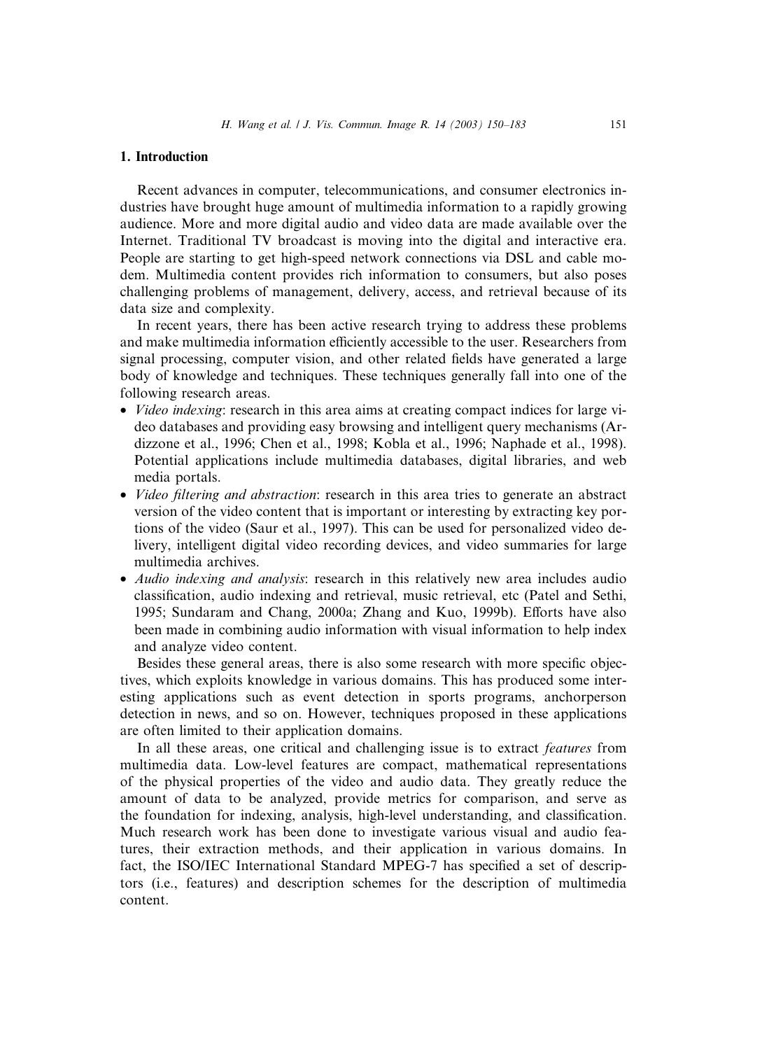## 1. Introduction

Recent advances in computer, telecommunications, and consumer electronics industries have brought huge amount of multimedia information to a rapidly growing audience. More and more digital audio and video data are made available over the Internet. Traditional TV broadcast is moving into the digital and interactive era. People are starting to get high-speed network connections via DSL and cable modem. Multimedia content provides rich information to consumers, but also poses challenging problems of management, delivery, access, and retrieval because of its data size and complexity.

In recent years, there has been active research trying to address these problems and make multimedia information efficiently accessible to the user. Researchers from signal processing, computer vision, and other related fields have generated a large body of knowledge and techniques. These techniques generally fall into one of the following research areas.

- *Video indexing*: research in this area aims at creating compact indices for large video databases and providing easy browsing and intelligent query mechanisms (Ardizzone et al., 1996; Chen et al., 1998; Kobla et al., 1996; Naphade et al., 1998). Potential applications include multimedia databases, digital libraries, and web media portals.
- *Video filtering and abstraction*: research in this area tries to generate an abstract version of the video content that is important or interesting by extracting key portions of the video (Saur et al., 1997). This can be used for personalized video delivery, intelligent digital video recording devices, and video summaries for large multimedia archives.
- *Audio indexing and analysis*: research in this relatively new area includes audio classification, audio indexing and retrieval, music retrieval, etc (Patel and Sethi, 1995; Sundaram and Chang, 2000a; Zhang and Kuo, 1999b). Efforts have also been made in combining audio information with visual information to help index and analyze video content.

Besides these general areas, there is also some research with more specific objectives, which exploits knowledge in various domains. This has produced some interesting applications such as event detection in sports programs, anchorperson detection in news, and so on. However, techniques proposed in these applications are often limited to their application domains.

In all these areas, one critical and challenging issue is to extract *features* from multimedia data. Low-level features are compact, mathematical representations of the physical properties of the video and audio data. They greatly reduce the amount of data to be analyzed, provide metrics for comparison, and serve as the foundation for indexing, analysis, high-level understanding, and classification. Much research work has been done to investigate various visual and audio features, their extraction methods, and their application in various domains. In fact, the ISO/IEC International Standard MPEG-7 has specified a set of descriptors (i.e., features) and description schemes for the description of multimedia content.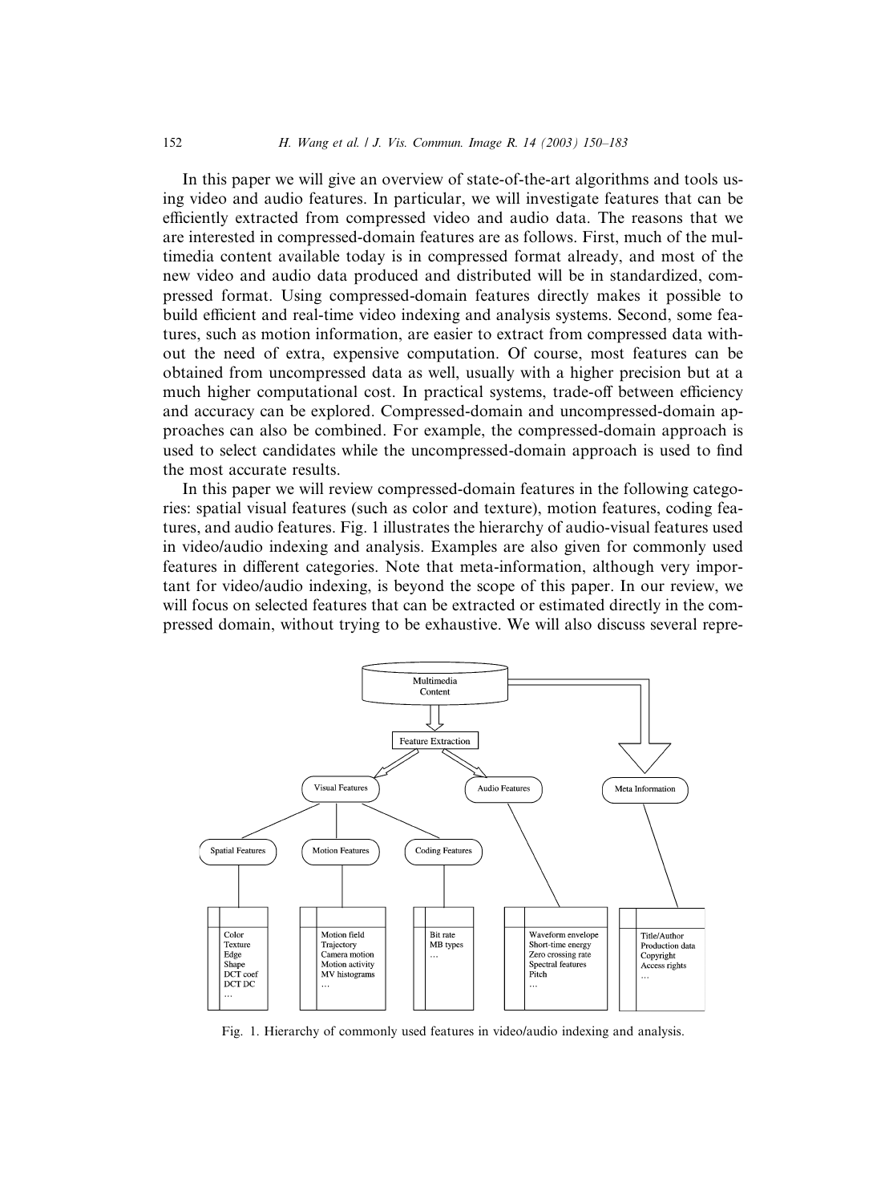In this paper we will give an overview of state-of-the-art algorithms and tools using video and audio features. In particular, we will investigate features that can be efficiently extracted from compressed video and audio data. The reasons that we are interested in compressed-domain features are as follows. First, much of the multimedia content available today is in compressed format already, and most of the new video and audio data produced and distributed will be in standardized, compressed format. Using compressed-domain features directly makes it possible to build efficient and real-time video indexing and analysis systems. Second, some features, such as motion information, are easier to extract from compressed data without the need of extra, expensive computation. Of course, most features can be obtained from uncompressed data as well, usually with a higher precision but at a much higher computational cost. In practical systems, trade-off between efficiency and accuracy can be explored. Compressed-domain and uncompressed-domain approaches can also be combined. For example, the compressed-domain approach is used to select candidates while the uncompressed-domain approach is used to find the most accurate results.

In this paper we will review compressed-domain features in the following categories: spatial visual features (such as color and texture), motion features, coding features, and audio features. Fig. 1 illustrates the hierarchy of audio-visual features used in video/audio indexing and analysis. Examples are also given for commonly used features in different categories. Note that meta-information, although very important for video/audio indexing, is beyond the scope of this paper. In our review, we will focus on selected features that can be extracted or estimated directly in the compressed domain, without trying to be exhaustive. We will also discuss several repre-

Multimedia Content → Feature Extraction → Visual Features, Audio Features; Multimedia Content → Meta Information

- Visual Features
  - Spatial Features: Color, Texture, Edge, Shape, DCT coef, DCT DC, …
  - Motion Features: Motion field, Trajectory, Camera motion, Motion activity, MV histograms, …
  - Coding Features: Bit rate, MB types, …
- Audio Features: Waveform envelope, Short-time energy, Zero crossing rate, Spectral features, Pitch, …
- Meta Information: Title/Author, Production data, Copyright, Access rights, …

Fig. 1. Hierarchy of commonly used features in video/audio indexing and analysis.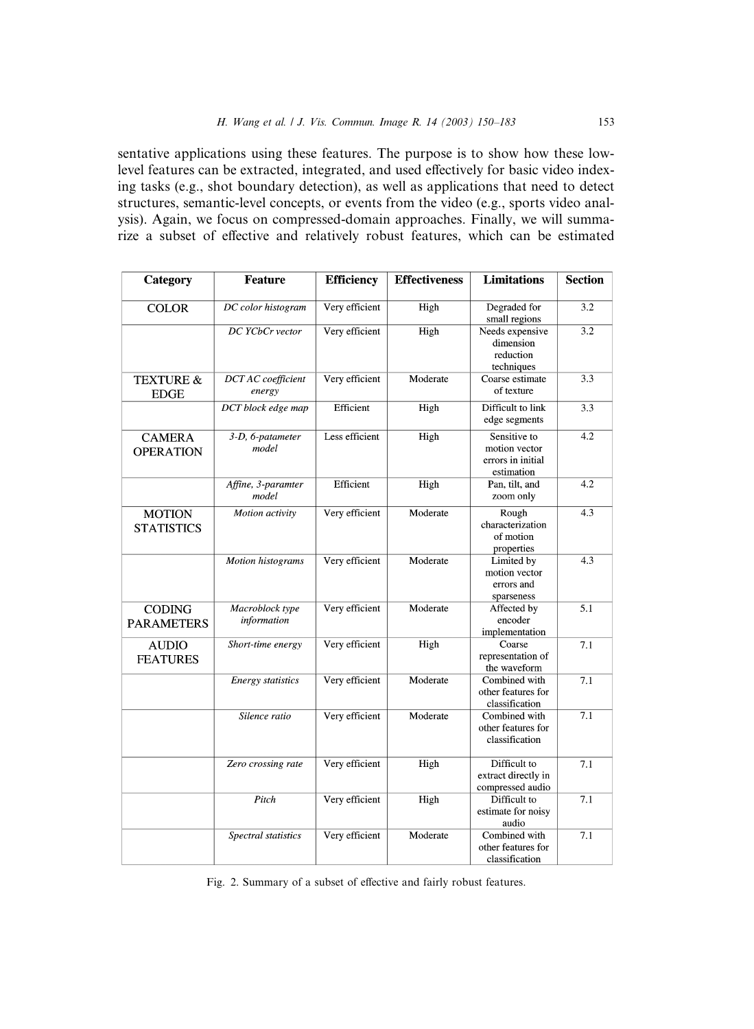sentative applications using these features. The purpose is to show how these low-level features can be extracted, integrated, and used effectively for basic video indexing tasks (e.g., shot boundary detection), as well as applications that need to detect structures, semantic-level concepts, or events from the video (e.g., sports video analysis). Again, we focus on compressed-domain approaches. Finally, we will summarize a subset of effective and relatively robust features, which can be estimated

| Category | Feature | Efficiency | Effectiveness | Limitations | Section |
|---|---|---|---|---|---|
| COLOR | *DC color histogram* | Very efficient | High | Degraded for small regions | 3.2 |
| | *DC YCbCr vector* | Very efficient | High | Needs expensive dimension reduction techniques | 3.2 |
| TEXTURE & EDGE | *DCT AC coefficient energy* | Very efficient | Moderate | Coarse estimate of texture | 3.3 |
| | *DCT block edge map* | Efficient | High | Difficult to link edge segments | 3.3 |
| CAMERA OPERATION | *3-D, 6-patameter model* | Less efficient | High | Sensitive to motion vector errors in initial estimation | 4.2 |
| | *Affine, 3-paramter model* | Efficient | High | Pan, tilt, and zoom only | 4.2 |
| MOTION STATISTICS | *Motion activity* | Very efficient | Moderate | Rough characterization of motion properties | 4.3 |
| | *Motion histograms* | Very efficient | Moderate | Limited by motion vector errors and sparseness | 4.3 |
| CODING PARAMETERS | *Macroblock type information* | Very efficient | Moderate | Affected by encoder implementation | 5.1 |
| AUDIO FEATURES | *Short-time energy* | Very efficient | High | Coarse representation of the waveform | 7.1 |
| | *Energy statistics* | Very efficient | Moderate | Combined with other features for classification | 7.1 |
| | *Silence ratio* | Very efficient | Moderate | Combined with other features for classification | 7.1 |
| | *Zero crossing rate* | Very efficient | High | Difficult to extract directly in compressed audio | 7.1 |
| | *Pitch* | Very efficient | High | Difficult to estimate for noisy audio | 7.1 |
| | *Spectral statistics* | Very efficient | Moderate | Combined with other features for classification | 7.1 |

Fig. 2. Summary of a subset of effective and fairly robust features.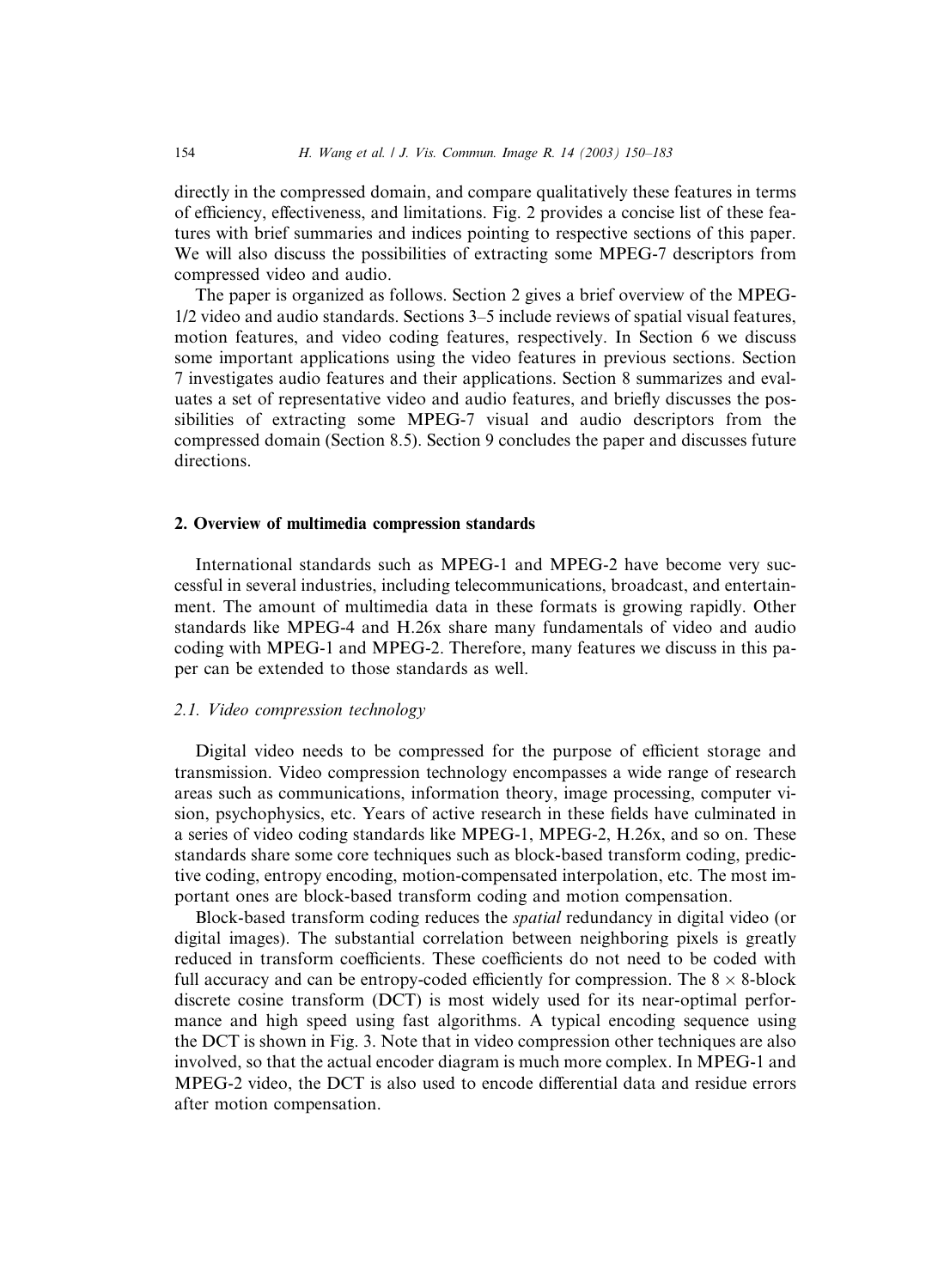directly in the compressed domain, and compare qualitatively these features in terms of efficiency, effectiveness, and limitations. Fig. 2 provides a concise list of these features with brief summaries and indices pointing to respective sections of this paper. We will also discuss the possibilities of extracting some MPEG-7 descriptors from compressed video and audio.

The paper is organized as follows. Section 2 gives a brief overview of the MPEG-1/2 video and audio standards. Sections 3–5 include reviews of spatial visual features, motion features, and video coding features, respectively. In Section 6 we discuss some important applications using the video features in previous sections. Section 7 investigates audio features and their applications. Section 8 summarizes and evaluates a set of representative video and audio features, and briefly discusses the possibilities of extracting some MPEG-7 visual and audio descriptors from the compressed domain (Section 8.5). Section 9 concludes the paper and discusses future directions.

## 2. Overview of multimedia compression standards

International standards such as MPEG-1 and MPEG-2 have become very successful in several industries, including telecommunications, broadcast, and entertainment. The amount of multimedia data in these formats is growing rapidly. Other standards like MPEG-4 and H.26x share many fundamentals of video and audio coding with MPEG-1 and MPEG-2. Therefore, many features we discuss in this paper can be extended to those standards as well.

### 2.1. Video compression technology

Digital video needs to be compressed for the purpose of efficient storage and transmission. Video compression technology encompasses a wide range of research areas such as communications, information theory, image processing, computer vision, psychophysics, etc. Years of active research in these fields have culminated in a series of video coding standards like MPEG-1, MPEG-2, H.26x, and so on. These standards share some core techniques such as block-based transform coding, predictive coding, entropy encoding, motion-compensated interpolation, etc. The most important ones are block-based transform coding and motion compensation.

Block-based transform coding reduces the *spatial* redundancy in digital video (or digital images). The substantial correlation between neighboring pixels is greatly reduced in transform coefficients. These coefficients do not need to be coded with full accuracy and can be entropy-coded efficiently for compression. The $8 \times 8$-block discrete cosine transform (DCT) is most widely used for its near-optimal performance and high speed using fast algorithms. A typical encoding sequence using the DCT is shown in Fig. 3. Note that in video compression other techniques are also involved, so that the actual encoder diagram is much more complex. In MPEG-1 and MPEG-2 video, the DCT is also used to encode differential data and residue errors after motion compensation.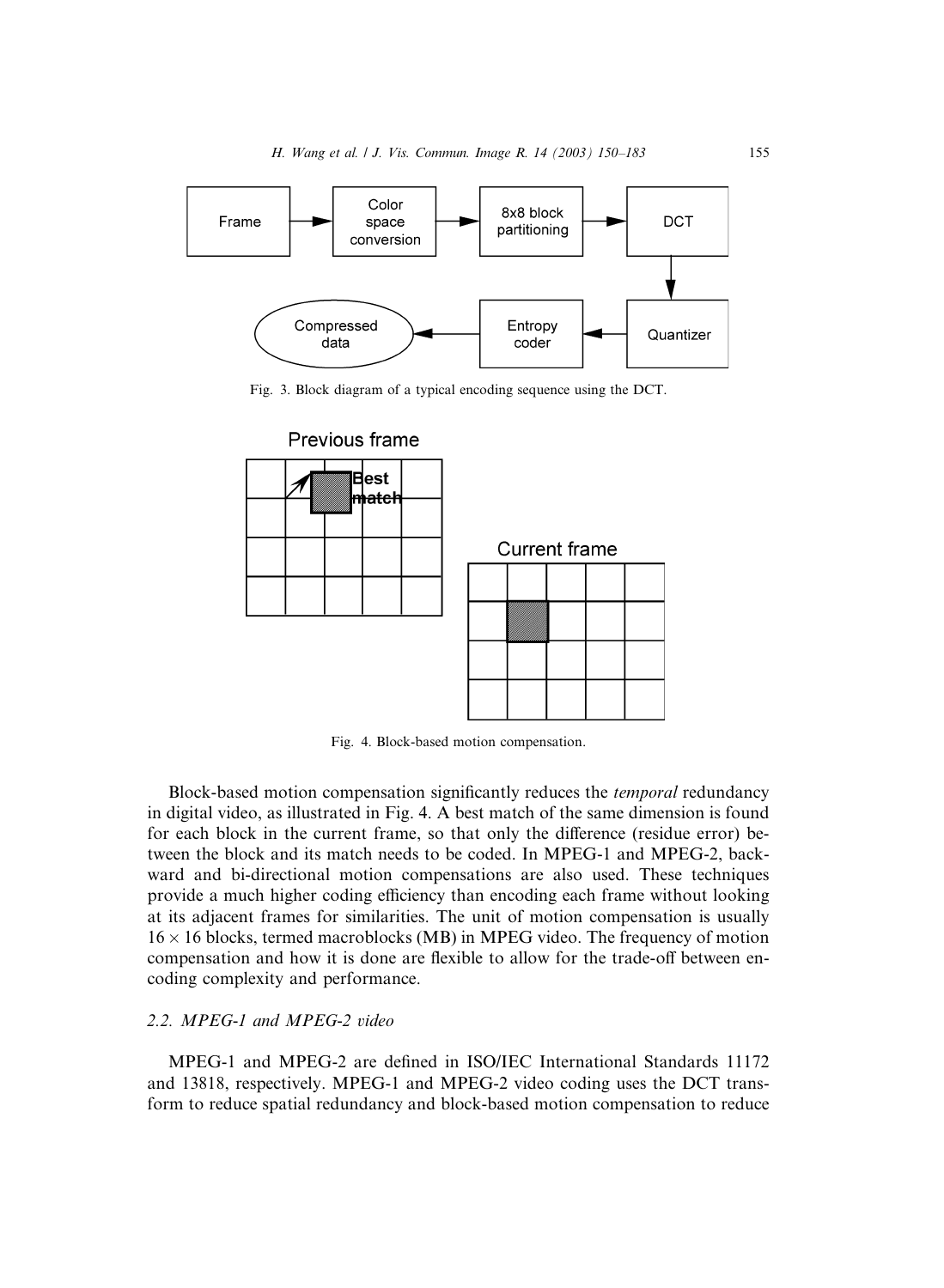Fig. 3. Block diagram of a typical encoding sequence using the DCT.

Fig. 4. Block-based motion compensation.

Block-based motion compensation significantly reduces the *temporal* redundancy in digital video, as illustrated in Fig. 4. A best match of the same dimension is found for each block in the current frame, so that only the difference (residue error) between the block and its match needs to be coded. In MPEG-1 and MPEG-2, backward and bi-directional motion compensations are also used. These techniques provide a much higher coding efficiency than encoding each frame without looking at its adjacent frames for similarities. The unit of motion compensation is usually $16 \times 16$ blocks, termed macroblocks (MB) in MPEG video. The frequency of motion compensation and how it is done are flexible to allow for the trade-off between encoding complexity and performance.

### 2.2. MPEG-1 and MPEG-2 video

MPEG-1 and MPEG-2 are defined in ISO/IEC International Standards 11172 and 13818, respectively. MPEG-1 and MPEG-2 video coding uses the DCT transform to reduce spatial redundancy and block-based motion compensation to reduce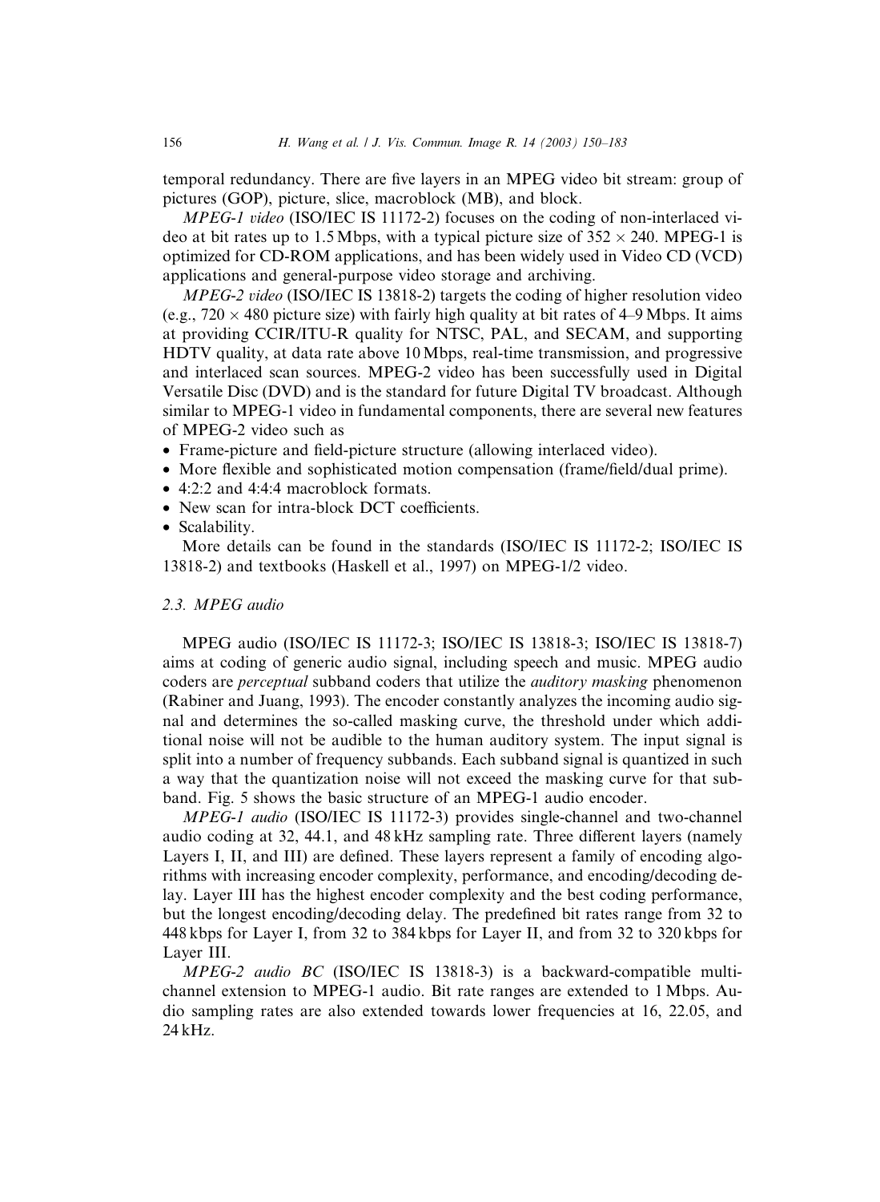temporal redundancy. There are five layers in an MPEG video bit stream: group of pictures (GOP), picture, slice, macroblock (MB), and block.

*MPEG-1 video* (ISO/IEC IS 11172-2) focuses on the coding of non-interlaced video at bit rates up to 1.5 Mbps, with a typical picture size of $352 \times 240$. MPEG-1 is optimized for CD-ROM applications, and has been widely used in Video CD (VCD) applications and general-purpose video storage and archiving.

*MPEG-2 video* (ISO/IEC IS 13818-2) targets the coding of higher resolution video (e.g., $720 \times 480$ picture size) with fairly high quality at bit rates of 4–9 Mbps. It aims at providing CCIR/ITU-R quality for NTSC, PAL, and SECAM, and supporting HDTV quality, at data rate above 10 Mbps, real-time transmission, and progressive and interlaced scan sources. MPEG-2 video has been successfully used in Digital Versatile Disc (DVD) and is the standard for future Digital TV broadcast. Although similar to MPEG-1 video in fundamental components, there are several new features of MPEG-2 video such as

- Frame-picture and field-picture structure (allowing interlaced video).
- More flexible and sophisticated motion compensation (frame/field/dual prime).
- 4:2:2 and 4:4:4 macroblock formats.
- New scan for intra-block DCT coefficients.
- Scalability.

More details can be found in the standards (ISO/IEC IS 11172-2; ISO/IEC IS 13818-2) and textbooks (Haskell et al., 1997) on MPEG-1/2 video.

### 2.3. MPEG audio

MPEG audio (ISO/IEC IS 11172-3; ISO/IEC IS 13818-3; ISO/IEC IS 13818-7) aims at coding of generic audio signal, including speech and music. MPEG audio coders are *perceptual* subband coders that utilize the *auditory masking* phenomenon (Rabiner and Juang, 1993). The encoder constantly analyzes the incoming audio signal and determines the so-called masking curve, the threshold under which additional noise will not be audible to the human auditory system. The input signal is split into a number of frequency subbands. Each subband signal is quantized in such a way that the quantization noise will not exceed the masking curve for that subband. Fig. 5 shows the basic structure of an MPEG-1 audio encoder.

*MPEG-1 audio* (ISO/IEC IS 11172-3) provides single-channel and two-channel audio coding at 32, 44.1, and 48 kHz sampling rate. Three different layers (namely Layers I, II, and III) are defined. These layers represent a family of encoding algorithms with increasing encoder complexity, performance, and encoding/decoding delay. Layer III has the highest encoder complexity and the best coding performance, but the longest encoding/decoding delay. The predefined bit rates range from 32 to 448 kbps for Layer I, from 32 to 384 kbps for Layer II, and from 32 to 320 kbps for Layer III.

*MPEG-2 audio BC* (ISO/IEC IS 13818-3) is a backward-compatible multichannel extension to MPEG-1 audio. Bit rate ranges are extended to 1 Mbps. Audio sampling rates are also extended towards lower frequencies at 16, 22.05, and 24 kHz.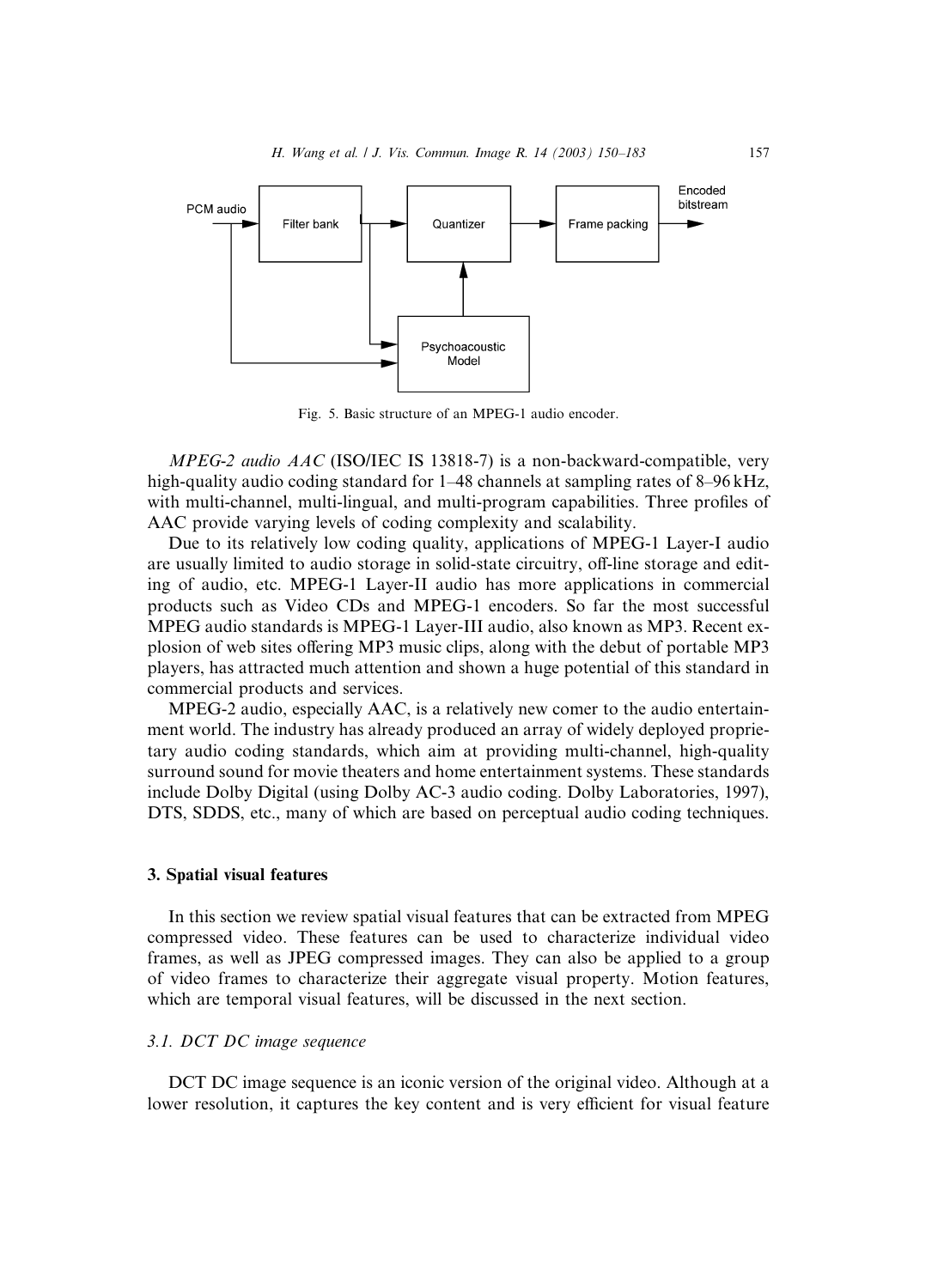Fig. 5. Basic structure of an MPEG-1 audio encoder.

*MPEG-2 audio AAC* (ISO/IEC IS 13818-7) is a non-backward-compatible, very high-quality audio coding standard for 1–48 channels at sampling rates of 8–96 kHz, with multi-channel, multi-lingual, and multi-program capabilities. Three profiles of AAC provide varying levels of coding complexity and scalability.

Due to its relatively low coding quality, applications of MPEG-1 Layer-I audio are usually limited to audio storage in solid-state circuitry, off-line storage and editing of audio, etc. MPEG-1 Layer-II audio has more applications in commercial products such as Video CDs and MPEG-1 encoders. So far the most successful MPEG audio standards is MPEG-1 Layer-III audio, also known as MP3. Recent explosion of web sites offering MP3 music clips, along with the debut of portable MP3 players, has attracted much attention and shown a huge potential of this standard in commercial products and services.

MPEG-2 audio, especially AAC, is a relatively new comer to the audio entertainment world. The industry has already produced an array of widely deployed proprietary audio coding standards, which aim at providing multi-channel, high-quality surround sound for movie theaters and home entertainment systems. These standards include Dolby Digital (using Dolby AC-3 audio coding. Dolby Laboratories, 1997), DTS, SDDS, etc., many of which are based on perceptual audio coding techniques.

## 3. Spatial visual features

In this section we review spatial visual features that can be extracted from MPEG compressed video. These features can be used to characterize individual video frames, as well as JPEG compressed images. They can also be applied to a group of video frames to characterize their aggregate visual property. Motion features, which are temporal visual features, will be discussed in the next section.

### *3.1. DCT DC image sequence*

DCT DC image sequence is an iconic version of the original video. Although at a lower resolution, it captures the key content and is very efficient for visual feature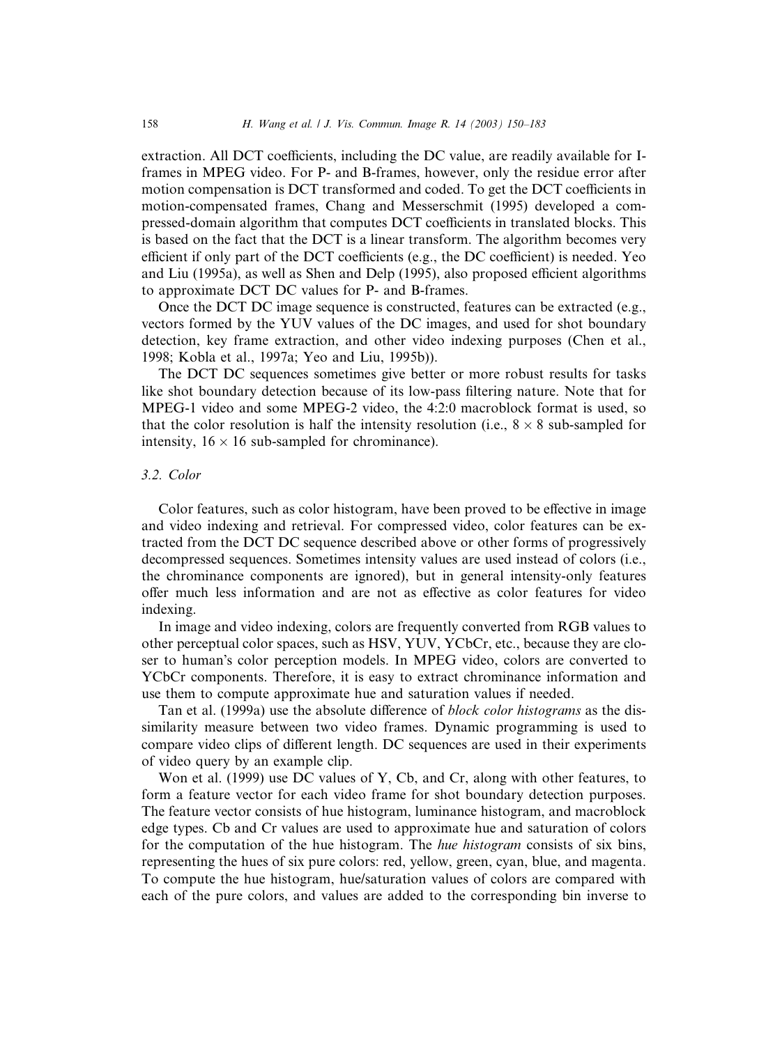extraction. All DCT coefficients, including the DC value, are readily available for I-frames in MPEG video. For P- and B-frames, however, only the residue error after motion compensation is DCT transformed and coded. To get the DCT coefficients in motion-compensated frames, Chang and Messerschmit (1995) developed a compressed-domain algorithm that computes DCT coefficients in translated blocks. This is based on the fact that the DCT is a linear transform. The algorithm becomes very efficient if only part of the DCT coefficients (e.g., the DC coefficient) is needed. Yeo and Liu (1995a), as well as Shen and Delp (1995), also proposed efficient algorithms to approximate DCT DC values for P- and B-frames.

Once the DCT DC image sequence is constructed, features can be extracted (e.g., vectors formed by the YUV values of the DC images, and used for shot boundary detection, key frame extraction, and other video indexing purposes (Chen et al., 1998; Kobla et al., 1997a; Yeo and Liu, 1995b)).

The DCT DC sequences sometimes give better or more robust results for tasks like shot boundary detection because of its low-pass filtering nature. Note that for MPEG-1 video and some MPEG-2 video, the 4:2:0 macroblock format is used, so that the color resolution is half the intensity resolution (i.e., $8 \times 8$ sub-sampled for intensity, $16 \times 16$ sub-sampled for chrominance).

### 3.2. Color

Color features, such as color histogram, have been proved to be effective in image and video indexing and retrieval. For compressed video, color features can be extracted from the DCT DC sequence described above or other forms of progressively decompressed sequences. Sometimes intensity values are used instead of colors (i.e., the chrominance components are ignored), but in general intensity-only features offer much less information and are not as effective as color features for video indexing.

In image and video indexing, colors are frequently converted from RGB values to other perceptual color spaces, such as HSV, YUV, YCbCr, etc., because they are closer to human's color perception models. In MPEG video, colors are converted to YCbCr components. Therefore, it is easy to extract chrominance information and use them to compute approximate hue and saturation values if needed.

Tan et al. (1999a) use the absolute difference of *block color histograms* as the dissimilarity measure between two video frames. Dynamic programming is used to compare video clips of different length. DC sequences are used in their experiments of video query by an example clip.

Won et al. (1999) use DC values of Y, Cb, and Cr, along with other features, to form a feature vector for each video frame for shot boundary detection purposes. The feature vector consists of hue histogram, luminance histogram, and macroblock edge types. Cb and Cr values are used to approximate hue and saturation of colors for the computation of the hue histogram. The *hue histogram* consists of six bins, representing the hues of six pure colors: red, yellow, green, cyan, blue, and magenta. To compute the hue histogram, hue/saturation values of colors are compared with each of the pure colors, and values are added to the corresponding bin inverse to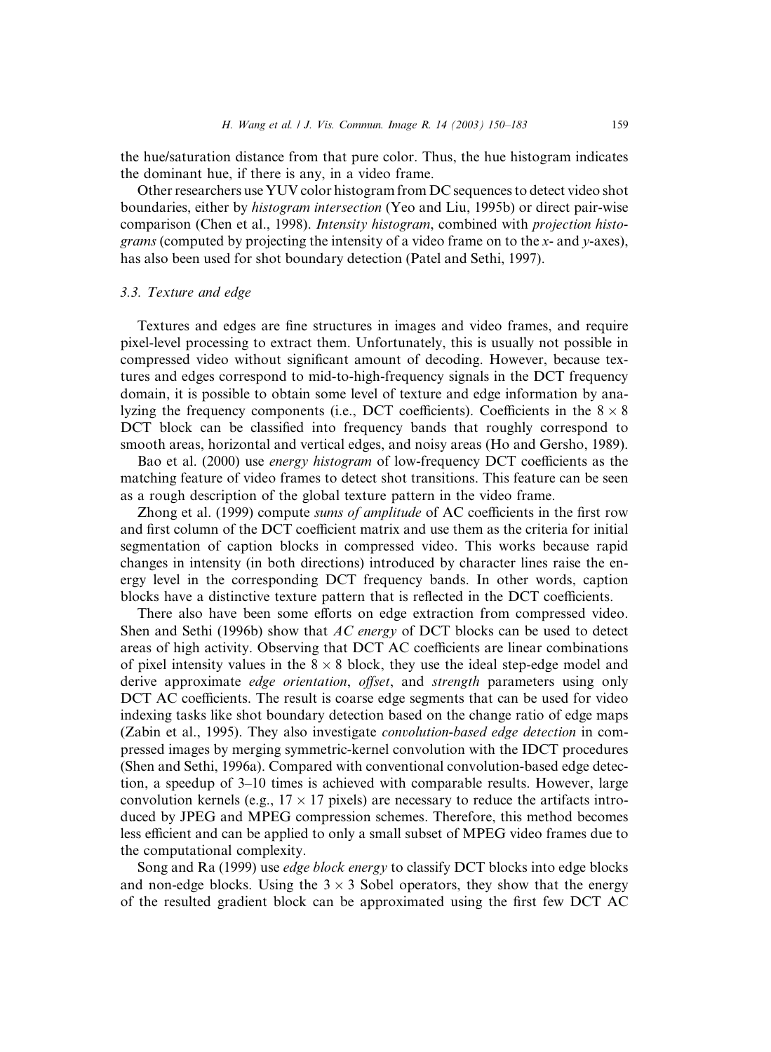the hue/saturation distance from that pure color. Thus, the hue histogram indicates the dominant hue, if there is any, in a video frame.

Other researchers use YUV color histogram from DC sequences to detect video shot boundaries, either by *histogram intersection* (Yeo and Liu, 1995b) or direct pair-wise comparison (Chen et al., 1998). *Intensity histogram*, combined with *projection histograms* (computed by projecting the intensity of a video frame on to the $x$- and $y$-axes), has also been used for shot boundary detection (Patel and Sethi, 1997).

### 3.3. Texture and edge

Textures and edges are fine structures in images and video frames, and require pixel-level processing to extract them. Unfortunately, this is usually not possible in compressed video without significant amount of decoding. However, because textures and edges correspond to mid-to-high-frequency signals in the DCT frequency domain, it is possible to obtain some level of texture and edge information by analyzing the frequency components (i.e., DCT coefficients). Coefficients in the $8 \times 8$ DCT block can be classified into frequency bands that roughly correspond to smooth areas, horizontal and vertical edges, and noisy areas (Ho and Gersho, 1989).

Bao et al. (2000) use *energy histogram* of low-frequency DCT coefficients as the matching feature of video frames to detect shot transitions. This feature can be seen as a rough description of the global texture pattern in the video frame.

Zhong et al. (1999) compute *sums of amplitude* of AC coefficients in the first row and first column of the DCT coefficient matrix and use them as the criteria for initial segmentation of caption blocks in compressed video. This works because rapid changes in intensity (in both directions) introduced by character lines raise the energy level in the corresponding DCT frequency bands. In other words, caption blocks have a distinctive texture pattern that is reflected in the DCT coefficients.

There also have been some efforts on edge extraction from compressed video. Shen and Sethi (1996b) show that *AC energy* of DCT blocks can be used to detect areas of high activity. Observing that DCT AC coefficients are linear combinations of pixel intensity values in the $8 \times 8$ block, they use the ideal step-edge model and derive approximate *edge orientation*, *offset*, and *strength* parameters using only DCT AC coefficients. The result is coarse edge segments that can be used for video indexing tasks like shot boundary detection based on the change ratio of edge maps (Zabin et al., 1995). They also investigate *convolution-based edge detection* in compressed images by merging symmetric-kernel convolution with the IDCT procedures (Shen and Sethi, 1996a). Compared with conventional convolution-based edge detection, a speedup of 3–10 times is achieved with comparable results. However, large convolution kernels (e.g., $17 \times 17$ pixels) are necessary to reduce the artifacts introduced by JPEG and MPEG compression schemes. Therefore, this method becomes less efficient and can be applied to only a small subset of MPEG video frames due to the computational complexity.

Song and Ra (1999) use *edge block energy* to classify DCT blocks into edge blocks and non-edge blocks. Using the $3 \times 3$ Sobel operators, they show that the energy of the resulted gradient block can be approximated using the first few DCT AC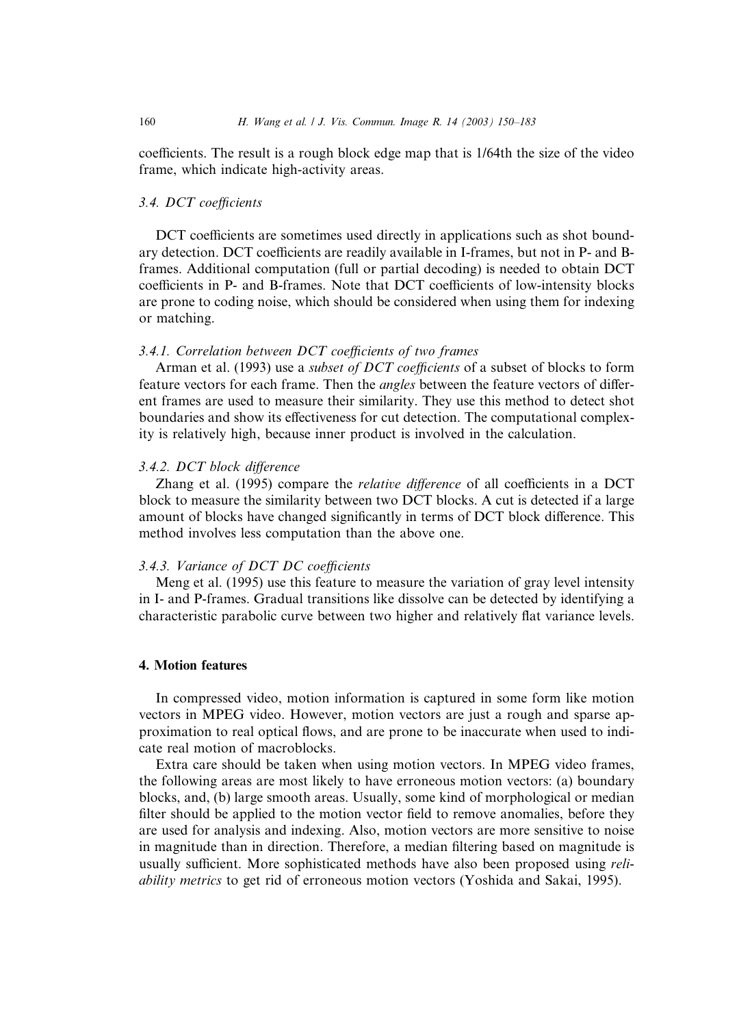coefficients. The result is a rough block edge map that is 1/64th the size of the video frame, which indicate high-activity areas.

### 3.4. DCT coefficients

DCT coefficients are sometimes used directly in applications such as shot boundary detection. DCT coefficients are readily available in I-frames, but not in P- and B-frames. Additional computation (full or partial decoding) is needed to obtain DCT coefficients in P- and B-frames. Note that DCT coefficients of low-intensity blocks are prone to coding noise, which should be considered when using them for indexing or matching.

#### 3.4.1. Correlation between DCT coefficients of two frames

Arman et al. (1993) use a *subset of DCT coefficients* of a subset of blocks to form feature vectors for each frame. Then the *angles* between the feature vectors of different frames are used to measure their similarity. They use this method to detect shot boundaries and show its effectiveness for cut detection. The computational complexity is relatively high, because inner product is involved in the calculation.

#### 3.4.2. DCT block difference

Zhang et al. (1995) compare the *relative difference* of all coefficients in a DCT block to measure the similarity between two DCT blocks. A cut is detected if a large amount of blocks have changed significantly in terms of DCT block difference. This method involves less computation than the above one.

#### 3.4.3. Variance of DCT DC coefficients

Meng et al. (1995) use this feature to measure the variation of gray level intensity in I- and P-frames. Gradual transitions like dissolve can be detected by identifying a characteristic parabolic curve between two higher and relatively flat variance levels.

## 4. Motion features

In compressed video, motion information is captured in some form like motion vectors in MPEG video. However, motion vectors are just a rough and sparse approximation to real optical flows, and are prone to be inaccurate when used to indicate real motion of macroblocks.

Extra care should be taken when using motion vectors. In MPEG video frames, the following areas are most likely to have erroneous motion vectors: (a) boundary blocks, and, (b) large smooth areas. Usually, some kind of morphological or median filter should be applied to the motion vector field to remove anomalies, before they are used for analysis and indexing. Also, motion vectors are more sensitive to noise in magnitude than in direction. Therefore, a median filtering based on magnitude is usually sufficient. More sophisticated methods have also been proposed using *reliability metrics* to get rid of erroneous motion vectors (Yoshida and Sakai, 1995).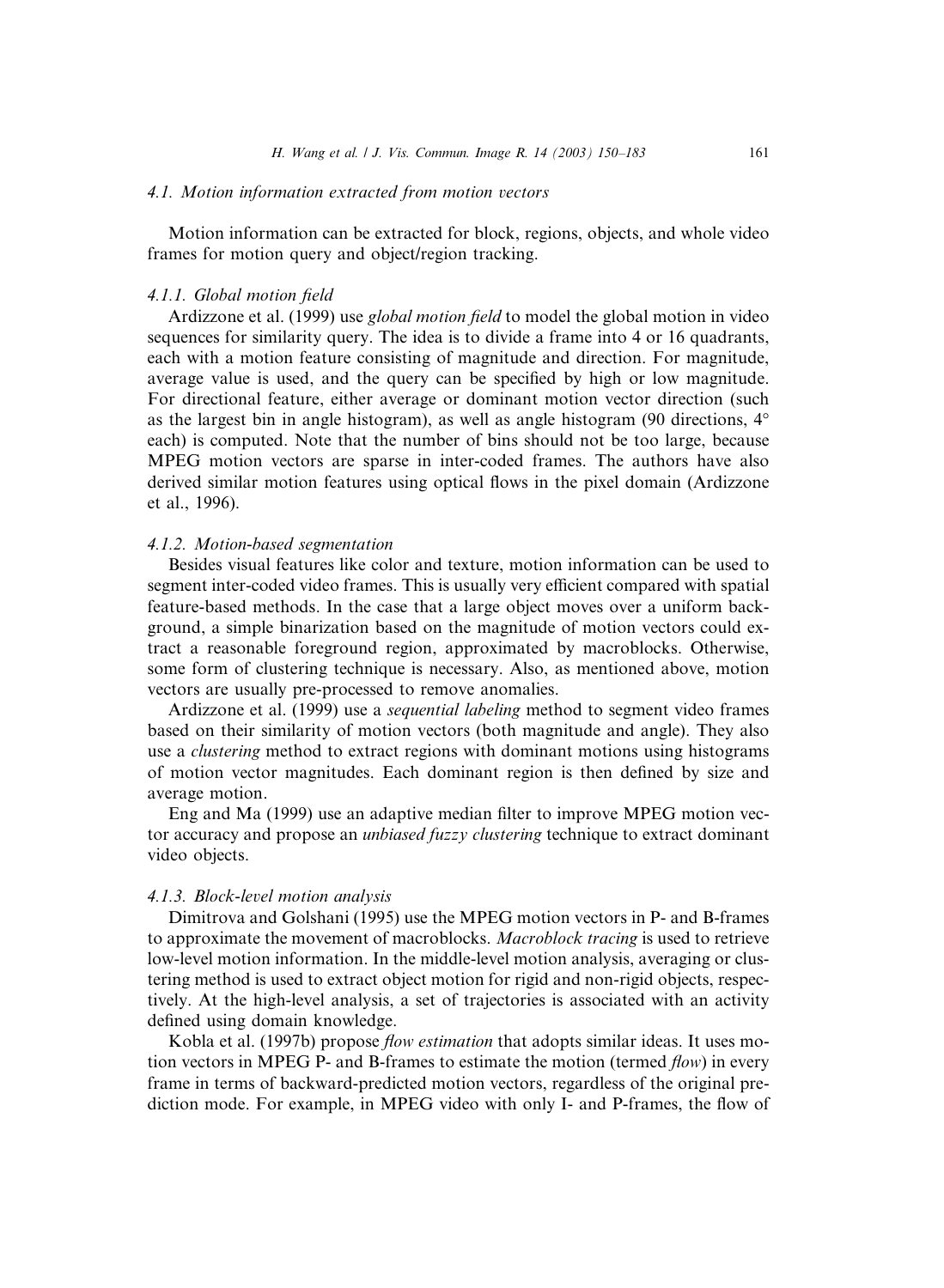### 4.1. Motion information extracted from motion vectors

Motion information can be extracted for block, regions, objects, and whole video frames for motion query and object/region tracking.

#### 4.1.1. Global motion field

Ardizzone et al. (1999) use *global motion field* to model the global motion in video sequences for similarity query. The idea is to divide a frame into 4 or 16 quadrants, each with a motion feature consisting of magnitude and direction. For magnitude, average value is used, and the query can be specified by high or low magnitude. For directional feature, either average or dominant motion vector direction (such as the largest bin in angle histogram), as well as angle histogram (90 directions, 4° each) is computed. Note that the number of bins should not be too large, because MPEG motion vectors are sparse in inter-coded frames. The authors have also derived similar motion features using optical flows in the pixel domain (Ardizzone et al., 1996).

#### 4.1.2. Motion-based segmentation

Besides visual features like color and texture, motion information can be used to segment inter-coded video frames. This is usually very efficient compared with spatial feature-based methods. In the case that a large object moves over a uniform background, a simple binarization based on the magnitude of motion vectors could extract a reasonable foreground region, approximated by macroblocks. Otherwise, some form of clustering technique is necessary. Also, as mentioned above, motion vectors are usually pre-processed to remove anomalies.

Ardizzone et al. (1999) use a *sequential labeling* method to segment video frames based on their similarity of motion vectors (both magnitude and angle). They also use a *clustering* method to extract regions with dominant motions using histograms of motion vector magnitudes. Each dominant region is then defined by size and average motion.

Eng and Ma (1999) use an adaptive median filter to improve MPEG motion vector accuracy and propose an *unbiased fuzzy clustering* technique to extract dominant video objects.

#### 4.1.3. Block-level motion analysis

Dimitrova and Golshani (1995) use the MPEG motion vectors in P- and B-frames to approximate the movement of macroblocks. *Macroblock tracing* is used to retrieve low-level motion information. In the middle-level motion analysis, averaging or clustering method is used to extract object motion for rigid and non-rigid objects, respectively. At the high-level analysis, a set of trajectories is associated with an activity defined using domain knowledge.

Kobla et al. (1997b) propose *flow estimation* that adopts similar ideas. It uses motion vectors in MPEG P- and B-frames to estimate the motion (termed *flow*) in every frame in terms of backward-predicted motion vectors, regardless of the original prediction mode. For example, in MPEG video with only I- and P-frames, the flow of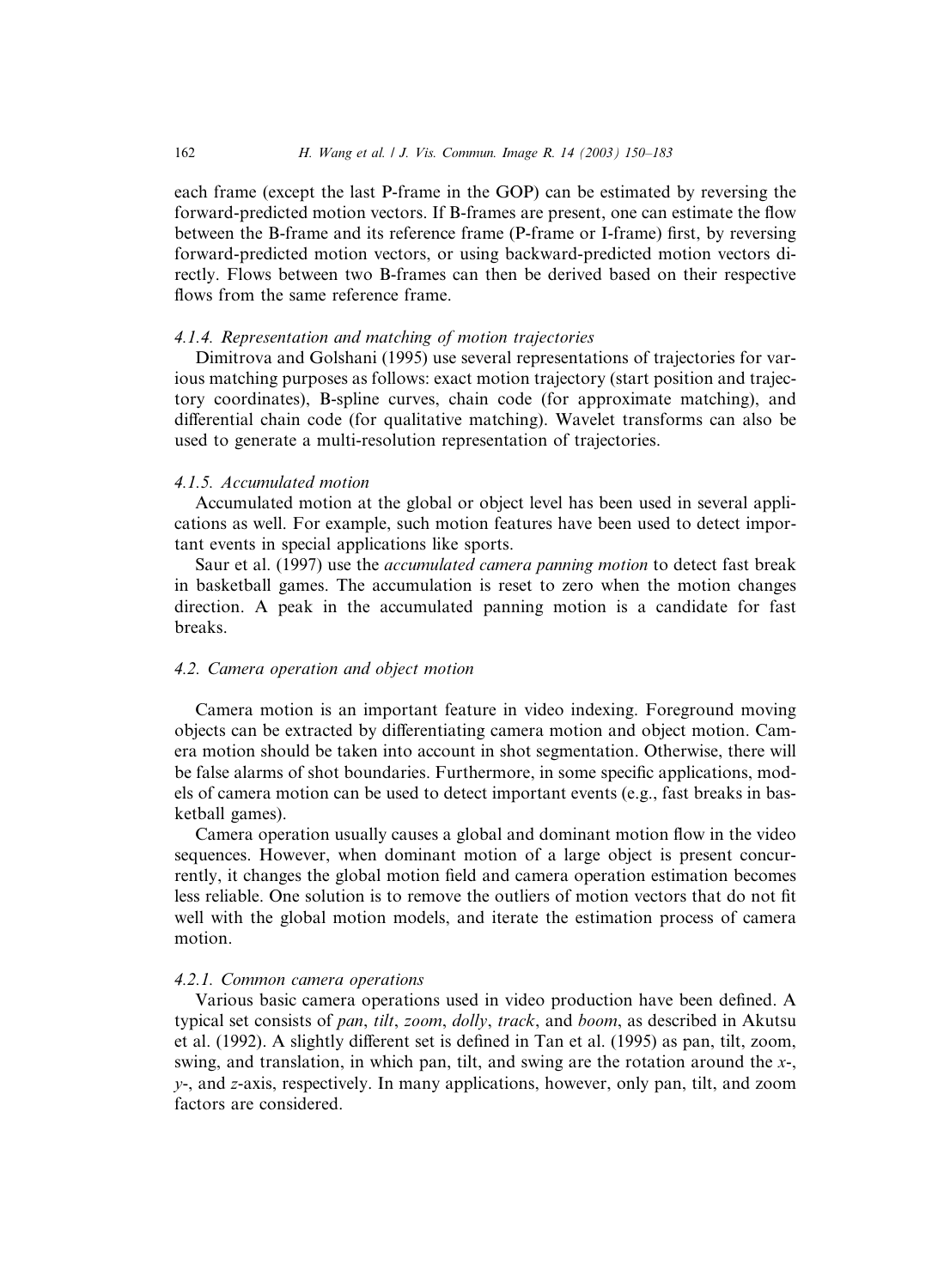each frame (except the last P-frame in the GOP) can be estimated by reversing the forward-predicted motion vectors. If B-frames are present, one can estimate the flow between the B-frame and its reference frame (P-frame or I-frame) first, by reversing forward-predicted motion vectors, or using backward-predicted motion vectors directly. Flows between two B-frames can then be derived based on their respective flows from the same reference frame.

#### *4.1.4. Representation and matching of motion trajectories*

Dimitrova and Golshani (1995) use several representations of trajectories for various matching purposes as follows: exact motion trajectory (start position and trajectory coordinates), B-spline curves, chain code (for approximate matching), and differential chain code (for qualitative matching). Wavelet transforms can also be used to generate a multi-resolution representation of trajectories.

#### *4.1.5. Accumulated motion*

Accumulated motion at the global or object level has been used in several applications as well. For example, such motion features have been used to detect important events in special applications like sports.

Saur et al. (1997) use the *accumulated camera panning motion* to detect fast break in basketball games. The accumulation is reset to zero when the motion changes direction. A peak in the accumulated panning motion is a candidate for fast breaks.

### *4.2. Camera operation and object motion*

Camera motion is an important feature in video indexing. Foreground moving objects can be extracted by differentiating camera motion and object motion. Camera motion should be taken into account in shot segmentation. Otherwise, there will be false alarms of shot boundaries. Furthermore, in some specific applications, models of camera motion can be used to detect important events (e.g., fast breaks in basketball games).

Camera operation usually causes a global and dominant motion flow in the video sequences. However, when dominant motion of a large object is present concurrently, it changes the global motion field and camera operation estimation becomes less reliable. One solution is to remove the outliers of motion vectors that do not fit well with the global motion models, and iterate the estimation process of camera motion.

#### *4.2.1. Common camera operations*

Various basic camera operations used in video production have been defined. A typical set consists of *pan*, *tilt*, *zoom*, *dolly*, *track*, and *boom*, as described in Akutsu et al. (1992). A slightly different set is defined in Tan et al. (1995) as pan, tilt, zoom, swing, and translation, in which pan, tilt, and swing are the rotation around the $x$-, $y$-, and $z$-axis, respectively. In many applications, however, only pan, tilt, and zoom factors are considered.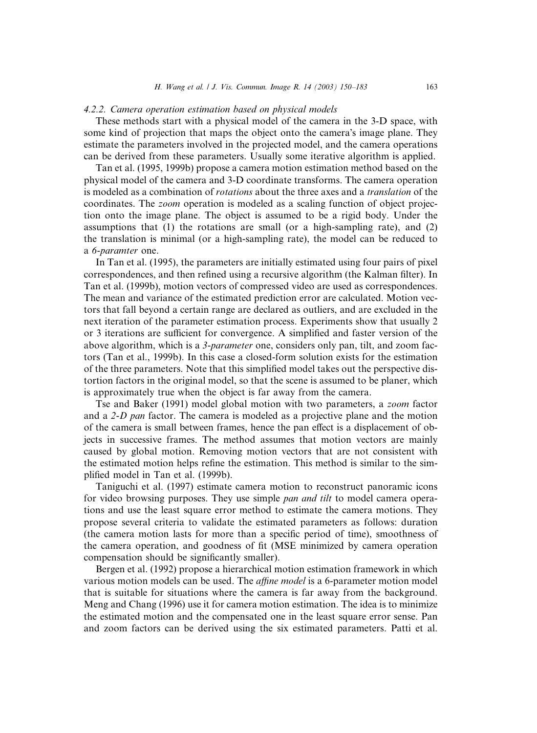#### *4.2.2. Camera operation estimation based on physical models*

These methods start with a physical model of the camera in the 3-D space, with some kind of projection that maps the object onto the camera's image plane. They estimate the parameters involved in the projected model, and the camera operations can be derived from these parameters. Usually some iterative algorithm is applied.

Tan et al. (1995, 1999b) propose a camera motion estimation method based on the physical model of the camera and 3-D coordinate transforms. The camera operation is modeled as a combination of *rotations* about the three axes and a *translation* of the coordinates. The *zoom* operation is modeled as a scaling function of object projection onto the image plane. The object is assumed to be a rigid body. Under the assumptions that (1) the rotations are small (or a high-sampling rate), and (2) the translation is minimal (or a high-sampling rate), the model can be reduced to a *6-paramter* one.

In Tan et al. (1995), the parameters are initially estimated using four pairs of pixel correspondences, and then refined using a recursive algorithm (the Kalman filter). In Tan et al. (1999b), motion vectors of compressed video are used as correspondences. The mean and variance of the estimated prediction error are calculated. Motion vectors that fall beyond a certain range are declared as outliers, and are excluded in the next iteration of the parameter estimation process. Experiments show that usually 2 or 3 iterations are sufficient for convergence. A simplified and faster version of the above algorithm, which is a *3-parameter* one, considers only pan, tilt, and zoom factors (Tan et al., 1999b). In this case a closed-form solution exists for the estimation of the three parameters. Note that this simplified model takes out the perspective distortion factors in the original model, so that the scene is assumed to be planer, which is approximately true when the object is far away from the camera.

Tse and Baker (1991) model global motion with two parameters, a *zoom* factor and a *2-D pan* factor. The camera is modeled as a projective plane and the motion of the camera is small between frames, hence the pan effect is a displacement of objects in successive frames. The method assumes that motion vectors are mainly caused by global motion. Removing motion vectors that are not consistent with the estimated motion helps refine the estimation. This method is similar to the simplified model in Tan et al. (1999b).

Taniguchi et al. (1997) estimate camera motion to reconstruct panoramic icons for video browsing purposes. They use simple *pan and tilt* to model camera operations and use the least square error method to estimate the camera motions. They propose several criteria to validate the estimated parameters as follows: duration (the camera motion lasts for more than a specific period of time), smoothness of the camera operation, and goodness of fit (MSE minimized by camera operation compensation should be significantly smaller).

Bergen et al. (1992) propose a hierarchical motion estimation framework in which various motion models can be used. The *affine model* is a 6-parameter motion model that is suitable for situations where the camera is far away from the background. Meng and Chang (1996) use it for camera motion estimation. The idea is to minimize the estimated motion and the compensated one in the least square error sense. Pan and zoom factors can be derived using the six estimated parameters. Patti et al.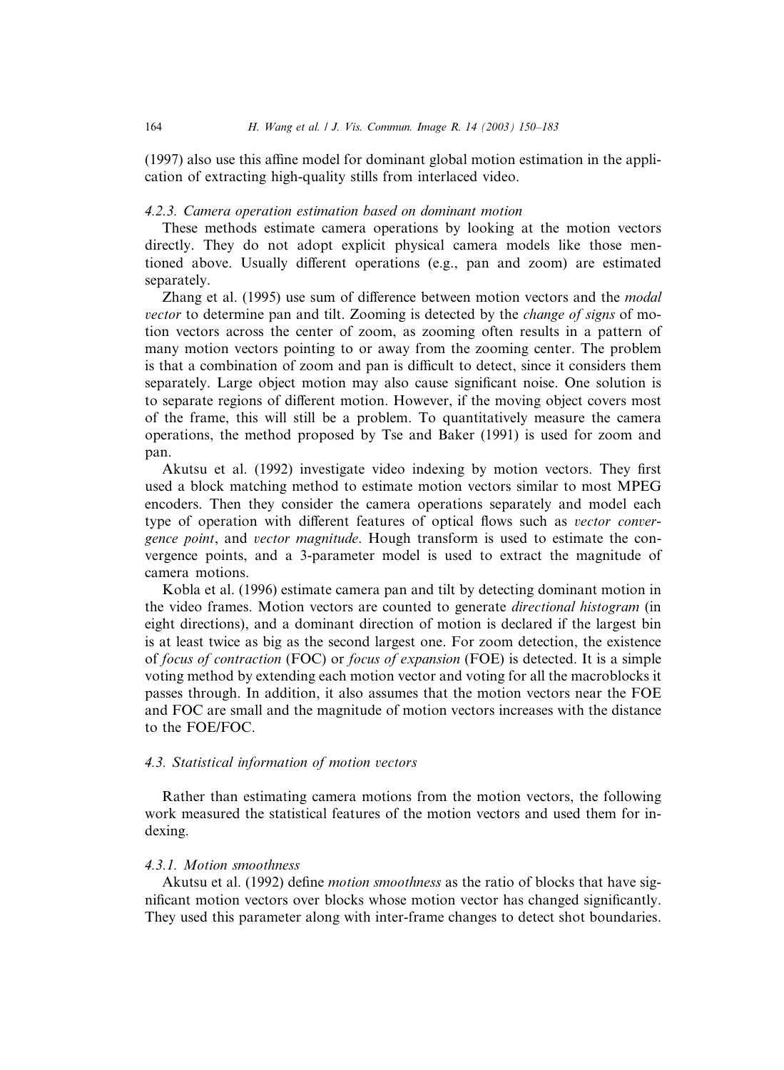(1997) also use this affine model for dominant global motion estimation in the application of extracting high-quality stills from interlaced video.

#### 4.2.3. Camera operation estimation based on dominant motion

These methods estimate camera operations by looking at the motion vectors directly. They do not adopt explicit physical camera models like those mentioned above. Usually different operations (e.g., pan and zoom) are estimated separately.

Zhang et al. (1995) use sum of difference between motion vectors and the *modal vector* to determine pan and tilt. Zooming is detected by the *change of signs* of motion vectors across the center of zoom, as zooming often results in a pattern of many motion vectors pointing to or away from the zooming center. The problem is that a combination of zoom and pan is difficult to detect, since it considers them separately. Large object motion may also cause significant noise. One solution is to separate regions of different motion. However, if the moving object covers most of the frame, this will still be a problem. To quantitatively measure the camera operations, the method proposed by Tse and Baker (1991) is used for zoom and pan.

Akutsu et al. (1992) investigate video indexing by motion vectors. They first used a block matching method to estimate motion vectors similar to most MPEG encoders. Then they consider the camera operations separately and model each type of operation with different features of optical flows such as *vector convergence point*, and *vector magnitude*. Hough transform is used to estimate the convergence points, and a 3-parameter model is used to extract the magnitude of camera motions.

Kobla et al. (1996) estimate camera pan and tilt by detecting dominant motion in the video frames. Motion vectors are counted to generate *directional histogram* (in eight directions), and a dominant direction of motion is declared if the largest bin is at least twice as big as the second largest one. For zoom detection, the existence of *focus of contraction* (FOC) or *focus of expansion* (FOE) is detected. It is a simple voting method by extending each motion vector and voting for all the macroblocks it passes through. In addition, it also assumes that the motion vectors near the FOE and FOC are small and the magnitude of motion vectors increases with the distance to the FOE/FOC.

### 4.3. Statistical information of motion vectors

Rather than estimating camera motions from the motion vectors, the following work measured the statistical features of the motion vectors and used them for indexing.

#### 4.3.1. Motion smoothness

Akutsu et al. (1992) define *motion smoothness* as the ratio of blocks that have significant motion vectors over blocks whose motion vector has changed significantly. They used this parameter along with inter-frame changes to detect shot boundaries.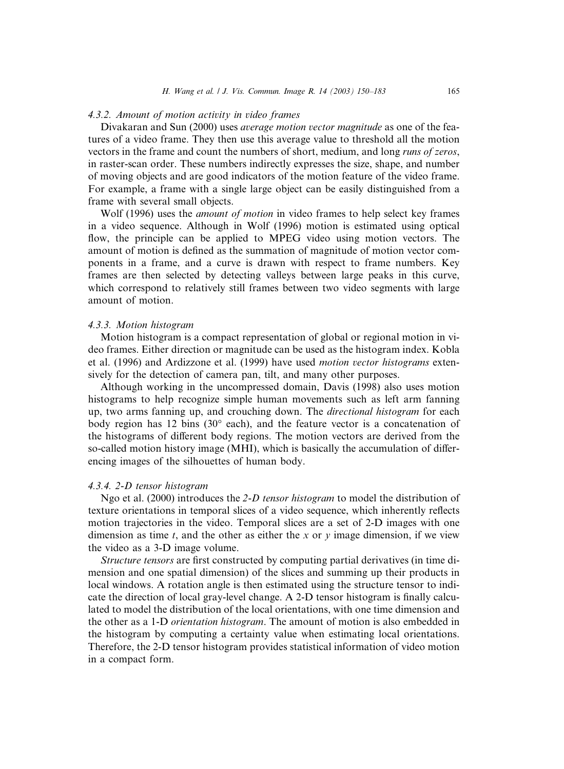#### 4.3.2. Amount of motion activity in video frames

Divakaran and Sun (2000) uses *average motion vector magnitude* as one of the features of a video frame. They then use this average value to threshold all the motion vectors in the frame and count the numbers of short, medium, and long *runs of zeros*, in raster-scan order. These numbers indirectly expresses the size, shape, and number of moving objects and are good indicators of the motion feature of the video frame. For example, a frame with a single large object can be easily distinguished from a frame with several small objects.

Wolf (1996) uses the *amount of motion* in video frames to help select key frames in a video sequence. Although in Wolf (1996) motion is estimated using optical flow, the principle can be applied to MPEG video using motion vectors. The amount of motion is defined as the summation of magnitude of motion vector components in a frame, and a curve is drawn with respect to frame numbers. Key frames are then selected by detecting valleys between large peaks in this curve, which correspond to relatively still frames between two video segments with large amount of motion.

#### 4.3.3. Motion histogram

Motion histogram is a compact representation of global or regional motion in video frames. Either direction or magnitude can be used as the histogram index. Kobla et al. (1996) and Ardizzone et al. (1999) have used *motion vector histograms* extensively for the detection of camera pan, tilt, and many other purposes.

Although working in the uncompressed domain, Davis (1998) also uses motion histograms to help recognize simple human movements such as left arm fanning up, two arms fanning up, and crouching down. The *directional histogram* for each body region has 12 bins (30° each), and the feature vector is a concatenation of the histograms of different body regions. The motion vectors are derived from the so-called motion history image (MHI), which is basically the accumulation of differencing images of the silhouettes of human body.

#### 4.3.4. 2-D tensor histogram

Ngo et al. (2000) introduces the *2-D tensor histogram* to model the distribution of texture orientations in temporal slices of a video sequence, which inherently reflects motion trajectories in the video. Temporal slices are a set of 2-D images with one dimension as time $t$, and the other as either the $x$ or $y$ image dimension, if we view the video as a 3-D image volume.

*Structure tensors* are first constructed by computing partial derivatives (in time dimension and one spatial dimension) of the slices and summing up their products in local windows. A rotation angle is then estimated using the structure tensor to indicate the direction of local gray-level change. A 2-D tensor histogram is finally calculated to model the distribution of the local orientations, with one time dimension and the other as a 1-D *orientation histogram*. The amount of motion is also embedded in the histogram by computing a certainty value when estimating local orientations. Therefore, the 2-D tensor histogram provides statistical information of video motion in a compact form.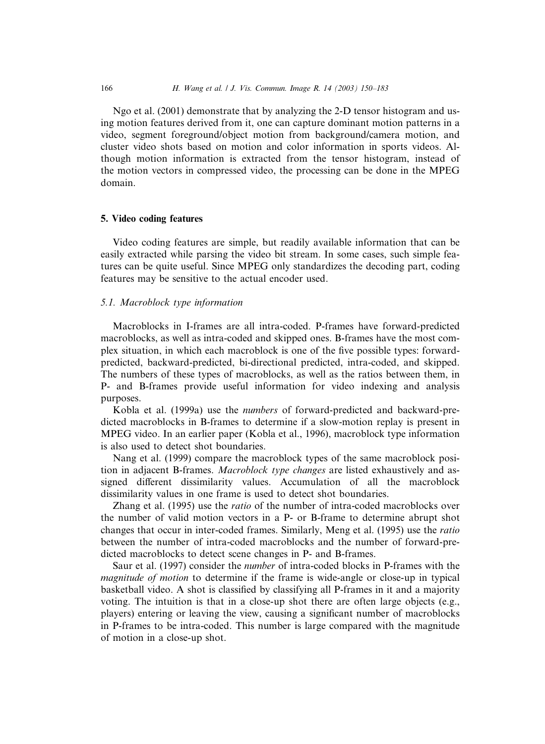Ngo et al. (2001) demonstrate that by analyzing the 2-D tensor histogram and using motion features derived from it, one can capture dominant motion patterns in a video, segment foreground/object motion from background/camera motion, and cluster video shots based on motion and color information in sports videos. Although motion information is extracted from the tensor histogram, instead of the motion vectors in compressed video, the processing can be done in the MPEG domain.

## 5. Video coding features

Video coding features are simple, but readily available information that can be easily extracted while parsing the video bit stream. In some cases, such simple features can be quite useful. Since MPEG only standardizes the decoding part, coding features may be sensitive to the actual encoder used.

### 5.1. Macroblock type information

Macroblocks in I-frames are all intra-coded. P-frames have forward-predicted macroblocks, as well as intra-coded and skipped ones. B-frames have the most complex situation, in which each macroblock is one of the five possible types: forward-predicted, backward-predicted, bi-directional predicted, intra-coded, and skipped. The numbers of these types of macroblocks, as well as the ratios between them, in P- and B-frames provide useful information for video indexing and analysis purposes.

Kobla et al. (1999a) use the *numbers* of forward-predicted and backward-predicted macroblocks in B-frames to determine if a slow-motion replay is present in MPEG video. In an earlier paper (Kobla et al., 1996), macroblock type information is also used to detect shot boundaries.

Nang et al. (1999) compare the macroblock types of the same macroblock position in adjacent B-frames. *Macroblock type changes* are listed exhaustively and assigned different dissimilarity values. Accumulation of all the macroblock dissimilarity values in one frame is used to detect shot boundaries.

Zhang et al. (1995) use the *ratio* of the number of intra-coded macroblocks over the number of valid motion vectors in a P- or B-frame to determine abrupt shot changes that occur in inter-coded frames. Similarly, Meng et al. (1995) use the *ratio* between the number of intra-coded macroblocks and the number of forward-predicted macroblocks to detect scene changes in P- and B-frames.

Saur et al. (1997) consider the *number* of intra-coded blocks in P-frames with the *magnitude of motion* to determine if the frame is wide-angle or close-up in typical basketball video. A shot is classified by classifying all P-frames in it and a majority voting. The intuition is that in a close-up shot there are often large objects (e.g., players) entering or leaving the view, causing a significant number of macroblocks in P-frames to be intra-coded. This number is large compared with the magnitude of motion in a close-up shot.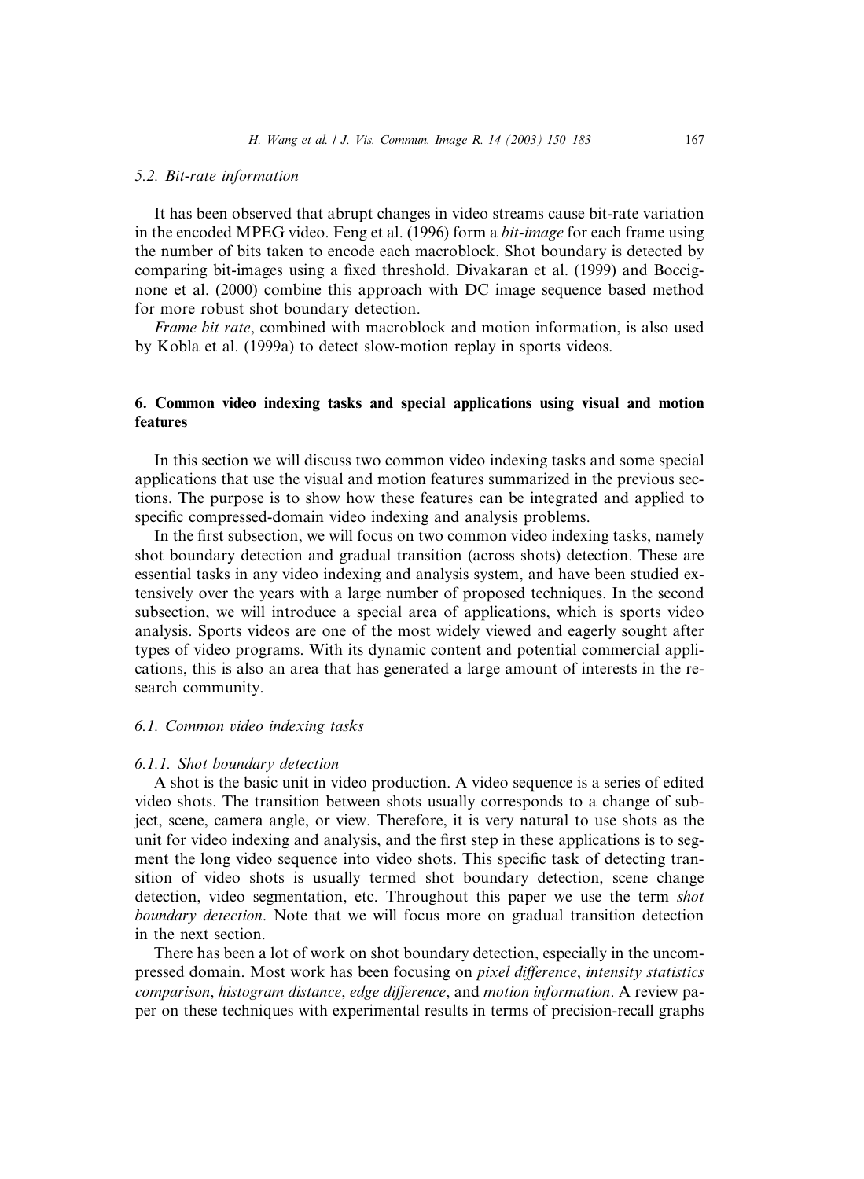### 5.2. Bit-rate information

It has been observed that abrupt changes in video streams cause bit-rate variation in the encoded MPEG video. Feng et al. (1996) form a *bit-image* for each frame using the number of bits taken to encode each macroblock. Shot boundary is detected by comparing bit-images using a fixed threshold. Divakaran et al. (1999) and Boccignone et al. (2000) combine this approach with DC image sequence based method for more robust shot boundary detection.

*Frame bit rate*, combined with macroblock and motion information, is also used by Kobla et al. (1999a) to detect slow-motion replay in sports videos.

## 6. Common video indexing tasks and special applications using visual and motion features

In this section we will discuss two common video indexing tasks and some special applications that use the visual and motion features summarized in the previous sections. The purpose is to show how these features can be integrated and applied to specific compressed-domain video indexing and analysis problems.

In the first subsection, we will focus on two common video indexing tasks, namely shot boundary detection and gradual transition (across shots) detection. These are essential tasks in any video indexing and analysis system, and have been studied extensively over the years with a large number of proposed techniques. In the second subsection, we will introduce a special area of applications, which is sports video analysis. Sports videos are one of the most widely viewed and eagerly sought after types of video programs. With its dynamic content and potential commercial applications, this is also an area that has generated a large amount of interests in the research community.

### 6.1. Common video indexing tasks

#### 6.1.1. Shot boundary detection

A shot is the basic unit in video production. A video sequence is a series of edited video shots. The transition between shots usually corresponds to a change of subject, scene, camera angle, or view. Therefore, it is very natural to use shots as the unit for video indexing and analysis, and the first step in these applications is to segment the long video sequence into video shots. This specific task of detecting transition of video shots is usually termed shot boundary detection, scene change detection, video segmentation, etc. Throughout this paper we use the term *shot boundary detection*. Note that we will focus more on gradual transition detection in the next section.

There has been a lot of work on shot boundary detection, especially in the uncompressed domain. Most work has been focusing on *pixel difference*, *intensity statistics comparison*, *histogram distance*, *edge difference*, and *motion information*. A review paper on these techniques with experimental results in terms of precision-recall graphs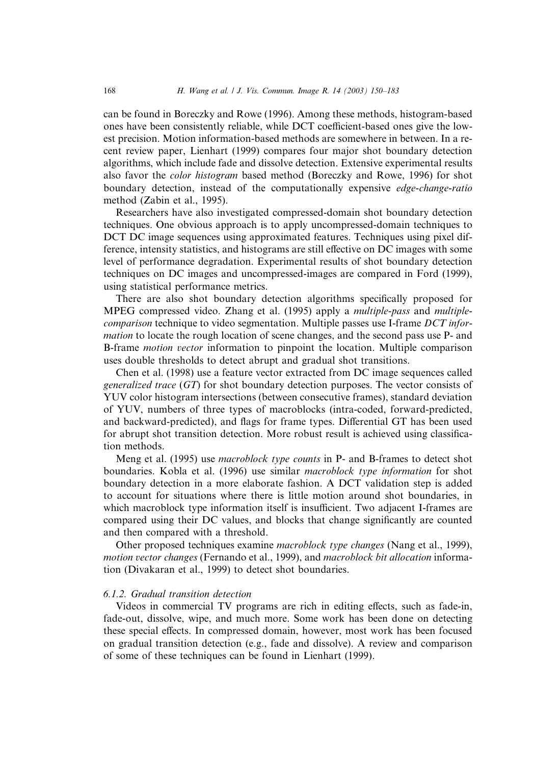can be found in Boreczky and Rowe (1996). Among these methods, histogram-based ones have been consistently reliable, while DCT coefficient-based ones give the lowest precision. Motion information-based methods are somewhere in between. In a recent review paper, Lienhart (1999) compares four major shot boundary detection algorithms, which include fade and dissolve detection. Extensive experimental results also favor the *color histogram* based method (Boreczky and Rowe, 1996) for shot boundary detection, instead of the computationally expensive *edge-change-ratio* method (Zabin et al., 1995).

Researchers have also investigated compressed-domain shot boundary detection techniques. One obvious approach is to apply uncompressed-domain techniques to DCT DC image sequences using approximated features. Techniques using pixel difference, intensity statistics, and histograms are still effective on DC images with some level of performance degradation. Experimental results of shot boundary detection techniques on DC images and uncompressed-images are compared in Ford (1999), using statistical performance metrics.

There are also shot boundary detection algorithms specifically proposed for MPEG compressed video. Zhang et al. (1995) apply a *multiple-pass* and *multiple-comparison* technique to video segmentation. Multiple passes use I-frame *DCT information* to locate the rough location of scene changes, and the second pass use P- and B-frame *motion vector* information to pinpoint the location. Multiple comparison uses double thresholds to detect abrupt and gradual shot transitions.

Chen et al. (1998) use a feature vector extracted from DC image sequences called *generalized trace* (*GT*) for shot boundary detection purposes. The vector consists of YUV color histogram intersections (between consecutive frames), standard deviation of YUV, numbers of three types of macroblocks (intra-coded, forward-predicted, and backward-predicted), and flags for frame types. Differential GT has been used for abrupt shot transition detection. More robust result is achieved using classification methods.

Meng et al. (1995) use *macroblock type counts* in P- and B-frames to detect shot boundaries. Kobla et al. (1996) use similar *macroblock type information* for shot boundary detection in a more elaborate fashion. A DCT validation step is added to account for situations where there is little motion around shot boundaries, in which macroblock type information itself is insufficient. Two adjacent I-frames are compared using their DC values, and blocks that change significantly are counted and then compared with a threshold.

Other proposed techniques examine *macroblock type changes* (Nang et al., 1999), *motion vector changes* (Fernando et al., 1999), and *macroblock bit allocation* information (Divakaran et al., 1999) to detect shot boundaries.

#### 6.1.2. Gradual transition detection

Videos in commercial TV programs are rich in editing effects, such as fade-in, fade-out, dissolve, wipe, and much more. Some work has been done on detecting these special effects. In compressed domain, however, most work has been focused on gradual transition detection (e.g., fade and dissolve). A review and comparison of some of these techniques can be found in Lienhart (1999).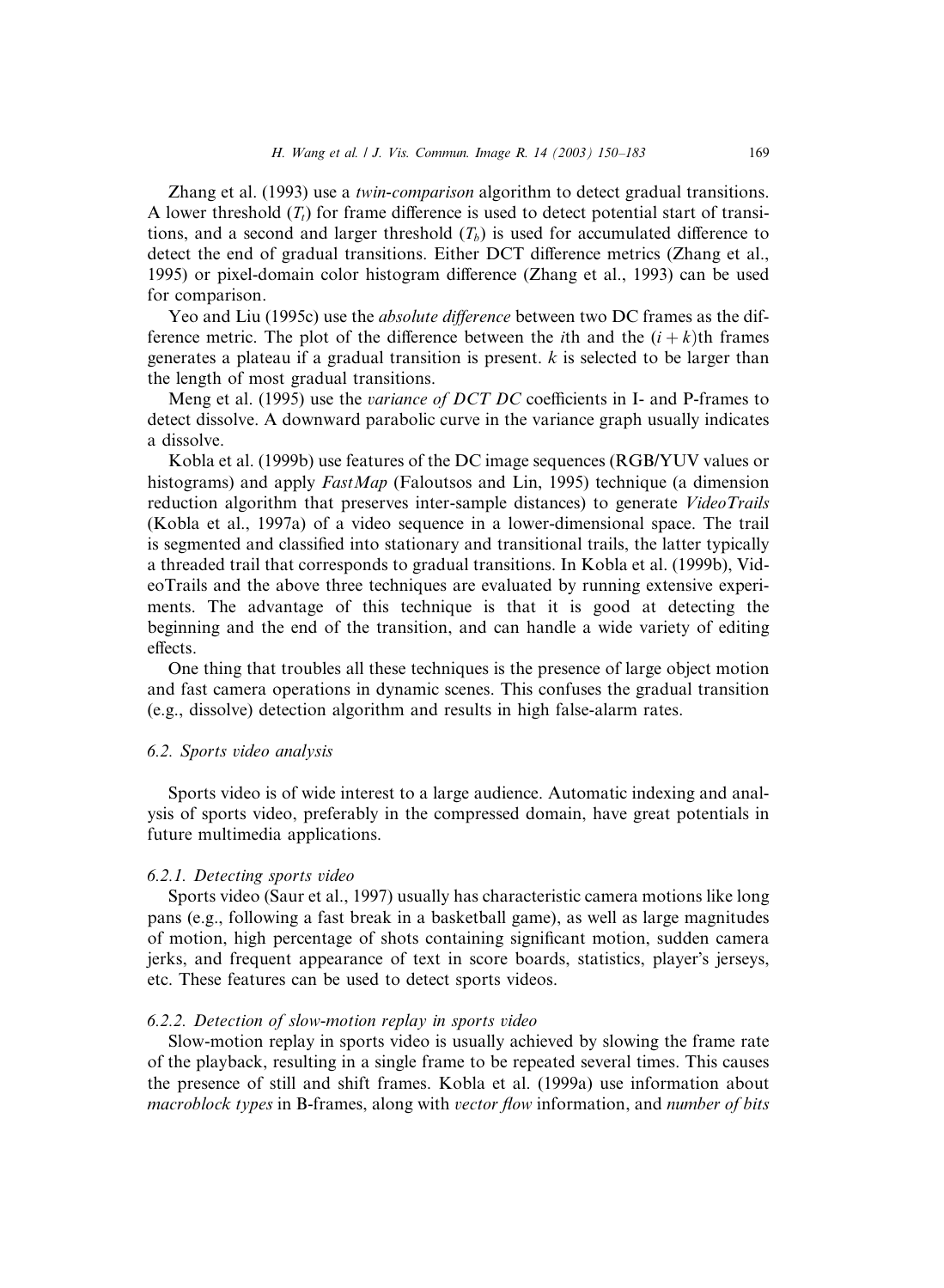Zhang et al. (1993) use a *twin-comparison* algorithm to detect gradual transitions. A lower threshold ($T_t$) for frame difference is used to detect potential start of transitions, and a second and larger threshold ($T_b$) is used for accumulated difference to detect the end of gradual transitions. Either DCT difference metrics (Zhang et al., 1995) or pixel-domain color histogram difference (Zhang et al., 1993) can be used for comparison.

Yeo and Liu (1995c) use the *absolute difference* between two DC frames as the difference metric. The plot of the difference between the $i$th and the $(i + k)$th frames generates a plateau if a gradual transition is present. $k$ is selected to be larger than the length of most gradual transitions.

Meng et al. (1995) use the *variance of DCT DC* coefficients in I- and P-frames to detect dissolve. A downward parabolic curve in the variance graph usually indicates a dissolve.

Kobla et al. (1999b) use features of the DC image sequences (RGB/YUV values or histograms) and apply *FastMap* (Faloutsos and Lin, 1995) technique (a dimension reduction algorithm that preserves inter-sample distances) to generate *VideoTrails* (Kobla et al., 1997a) of a video sequence in a lower-dimensional space. The trail is segmented and classified into stationary and transitional trails, the latter typically a threaded trail that corresponds to gradual transitions. In Kobla et al. (1999b), VideoTrails and the above three techniques are evaluated by running extensive experiments. The advantage of this technique is that it is good at detecting the beginning and the end of the transition, and can handle a wide variety of editing effects.

One thing that troubles all these techniques is the presence of large object motion and fast camera operations in dynamic scenes. This confuses the gradual transition (e.g., dissolve) detection algorithm and results in high false-alarm rates.

### 6.2. Sports video analysis

Sports video is of wide interest to a large audience. Automatic indexing and analysis of sports video, preferably in the compressed domain, have great potentials in future multimedia applications.

#### 6.2.1. Detecting sports video

Sports video (Saur et al., 1997) usually has characteristic camera motions like long pans (e.g., following a fast break in a basketball game), as well as large magnitudes of motion, high percentage of shots containing significant motion, sudden camera jerks, and frequent appearance of text in score boards, statistics, player's jerseys, etc. These features can be used to detect sports videos.

#### 6.2.2. Detection of slow-motion replay in sports video

Slow-motion replay in sports video is usually achieved by slowing the frame rate of the playback, resulting in a single frame to be repeated several times. This causes the presence of still and shift frames. Kobla et al. (1999a) use information about *macroblock types* in B-frames, along with *vector flow* information, and *number of bits*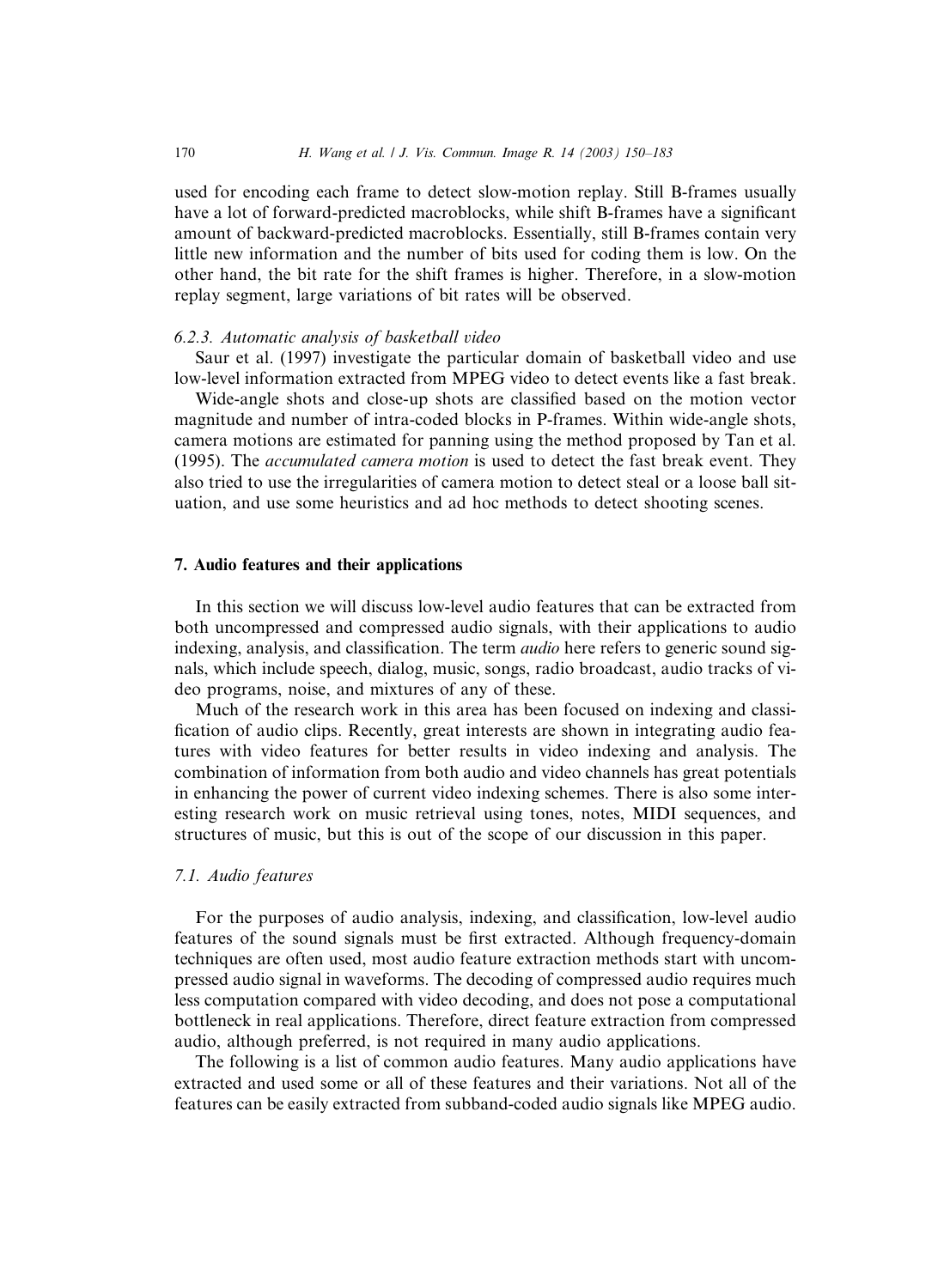used for encoding each frame to detect slow-motion replay. Still B-frames usually have a lot of forward-predicted macroblocks, while shift B-frames have a significant amount of backward-predicted macroblocks. Essentially, still B-frames contain very little new information and the number of bits used for coding them is low. On the other hand, the bit rate for the shift frames is higher. Therefore, in a slow-motion replay segment, large variations of bit rates will be observed.

### 6.2.3. Automatic analysis of basketball video

Saur et al. (1997) investigate the particular domain of basketball video and use low-level information extracted from MPEG video to detect events like a fast break.

Wide-angle shots and close-up shots are classified based on the motion vector magnitude and number of intra-coded blocks in P-frames. Within wide-angle shots, camera motions are estimated for panning using the method proposed by Tan et al. (1995). The *accumulated camera motion* is used to detect the fast break event. They also tried to use the irregularities of camera motion to detect steal or a loose ball situation, and use some heuristics and ad hoc methods to detect shooting scenes.

## 7. Audio features and their applications

In this section we will discuss low-level audio features that can be extracted from both uncompressed and compressed audio signals, with their applications to audio indexing, analysis, and classification. The term *audio* here refers to generic sound signals, which include speech, dialog, music, songs, radio broadcast, audio tracks of video programs, noise, and mixtures of any of these.

Much of the research work in this area has been focused on indexing and classification of audio clips. Recently, great interests are shown in integrating audio features with video features for better results in video indexing and analysis. The combination of information from both audio and video channels has great potentials in enhancing the power of current video indexing schemes. There is also some interesting research work on music retrieval using tones, notes, MIDI sequences, and structures of music, but this is out of the scope of our discussion in this paper.

### 7.1. Audio features

For the purposes of audio analysis, indexing, and classification, low-level audio features of the sound signals must be first extracted. Although frequency-domain techniques are often used, most audio feature extraction methods start with uncompressed audio signal in waveforms. The decoding of compressed audio requires much less computation compared with video decoding, and does not pose a computational bottleneck in real applications. Therefore, direct feature extraction from compressed audio, although preferred, is not required in many audio applications.

The following is a list of common audio features. Many audio applications have extracted and used some or all of these features and their variations. Not all of the features can be easily extracted from subband-coded audio signals like MPEG audio.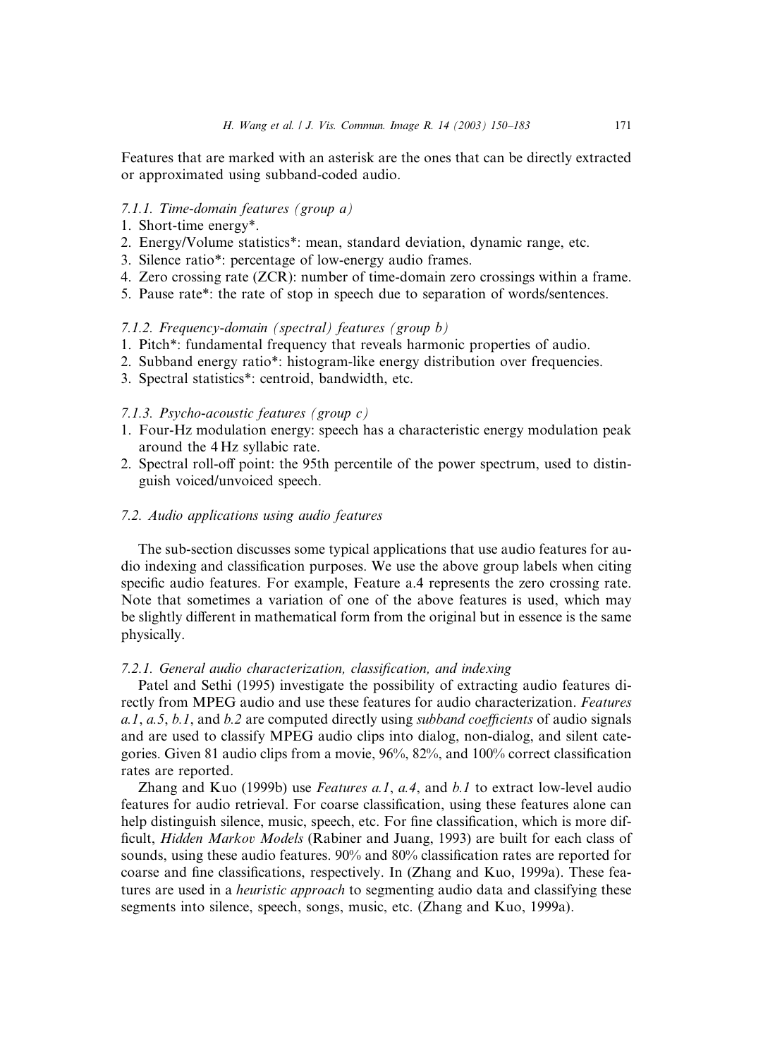Features that are marked with an asterisk are the ones that can be directly extracted or approximated using subband-coded audio.

#### *7.1.1. Time-domain features (group a)*

1. Short-time energy*.
2. Energy/Volume statistics*: mean, standard deviation, dynamic range, etc.
3. Silence ratio*: percentage of low-energy audio frames.
4. Zero crossing rate (ZCR): number of time-domain zero crossings within a frame.
5. Pause rate*: the rate of stop in speech due to separation of words/sentences.

#### *7.1.2. Frequency-domain (spectral) features (group b)*

1. Pitch*: fundamental frequency that reveals harmonic properties of audio.
2. Subband energy ratio*: histogram-like energy distribution over frequencies.
3. Spectral statistics*: centroid, bandwidth, etc.

#### *7.1.3. Psycho-acoustic features (group c)*

1. Four-Hz modulation energy: speech has a characteristic energy modulation peak around the 4 Hz syllabic rate.
2. Spectral roll-off point: the 95th percentile of the power spectrum, used to distinguish voiced/unvoiced speech.

### *7.2. Audio applications using audio features*

The sub-section discusses some typical applications that use audio features for audio indexing and classification purposes. We use the above group labels when citing specific audio features. For example, Feature a.4 represents the zero crossing rate. Note that sometimes a variation of one of the above features is used, which may be slightly different in mathematical form from the original but in essence is the same physically.

#### *7.2.1. General audio characterization, classification, and indexing*

Patel and Sethi (1995) investigate the possibility of extracting audio features directly from MPEG audio and use these features for audio characterization. *Features a.1*, *a.5*, *b.1*, and *b.2* are computed directly using *subband coefficients* of audio signals and are used to classify MPEG audio clips into dialog, non-dialog, and silent categories. Given 81 audio clips from a movie, 96%, 82%, and 100% correct classification rates are reported.

Zhang and Kuo (1999b) use *Features a.1*, *a.4*, and *b.1* to extract low-level audio features for audio retrieval. For coarse classification, using these features alone can help distinguish silence, music, speech, etc. For fine classification, which is more difficult, *Hidden Markov Models* (Rabiner and Juang, 1993) are built for each class of sounds, using these audio features. 90% and 80% classification rates are reported for coarse and fine classifications, respectively. In (Zhang and Kuo, 1999a). These features are used in a *heuristic approach* to segmenting audio data and classifying these segments into silence, speech, songs, music, etc. (Zhang and Kuo, 1999a).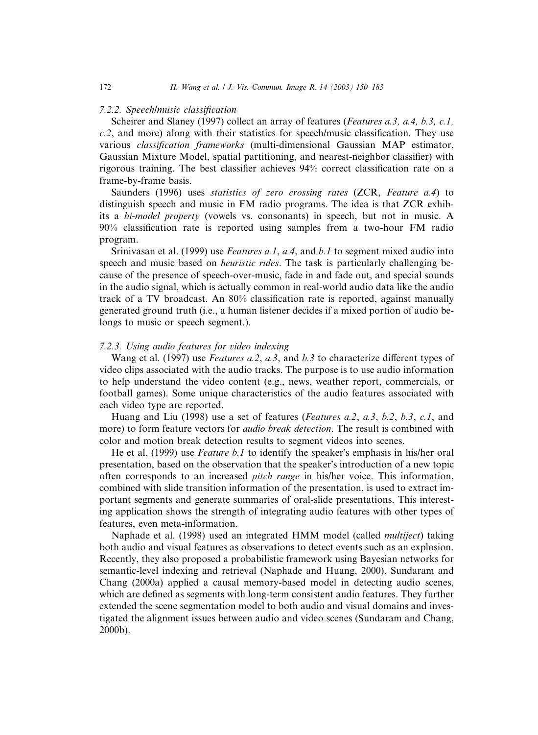#### 7.2.2. Speech/music classification

Scheirer and Slaney (1997) collect an array of features (*Features a.3, a.4, b.3, c.1, c.2*, and more) along with their statistics for speech/music classification. They use various *classification frameworks* (multi-dimensional Gaussian MAP estimator, Gaussian Mixture Model, spatial partitioning, and nearest-neighbor classifier) with rigorous training. The best classifier achieves 94% correct classification rate on a frame-by-frame basis.

Saunders (1996) uses *statistics of zero crossing rates* (ZCR, *Feature a.4*) to distinguish speech and music in FM radio programs. The idea is that ZCR exhibits a *bi-model property* (vowels vs. consonants) in speech, but not in music. A 90% classification rate is reported using samples from a two-hour FM radio program.

Srinivasan et al. (1999) use *Features a.1*, *a.4*, and *b.1* to segment mixed audio into speech and music based on *heuristic rules*. The task is particularly challenging because of the presence of speech-over-music, fade in and fade out, and special sounds in the audio signal, which is actually common in real-world audio data like the audio track of a TV broadcast. An 80% classification rate is reported, against manually generated ground truth (i.e., a human listener decides if a mixed portion of audio belongs to music or speech segment.).

#### 7.2.3. Using audio features for video indexing

Wang et al. (1997) use *Features a.2*, *a.3*, and *b.3* to characterize different types of video clips associated with the audio tracks. The purpose is to use audio information to help understand the video content (e.g., news, weather report, commercials, or football games). Some unique characteristics of the audio features associated with each video type are reported.

Huang and Liu (1998) use a set of features (*Features a.2*, *a.3*, *b.2*, *b.3*, *c.1*, and more) to form feature vectors for *audio break detection*. The result is combined with color and motion break detection results to segment videos into scenes.

He et al. (1999) use *Feature b.1* to identify the speaker's emphasis in his/her oral presentation, based on the observation that the speaker's introduction of a new topic often corresponds to an increased *pitch range* in his/her voice. This information, combined with slide transition information of the presentation, is used to extract important segments and generate summaries of oral-slide presentations. This interesting application shows the strength of integrating audio features with other types of features, even meta-information.

Naphade et al. (1998) used an integrated HMM model (called *multiject*) taking both audio and visual features as observations to detect events such as an explosion. Recently, they also proposed a probabilistic framework using Bayesian networks for semantic-level indexing and retrieval (Naphade and Huang, 2000). Sundaram and Chang (2000a) applied a causal memory-based model in detecting audio scenes, which are defined as segments with long-term consistent audio features. They further extended the scene segmentation model to both audio and visual domains and investigated the alignment issues between audio and video scenes (Sundaram and Chang, 2000b).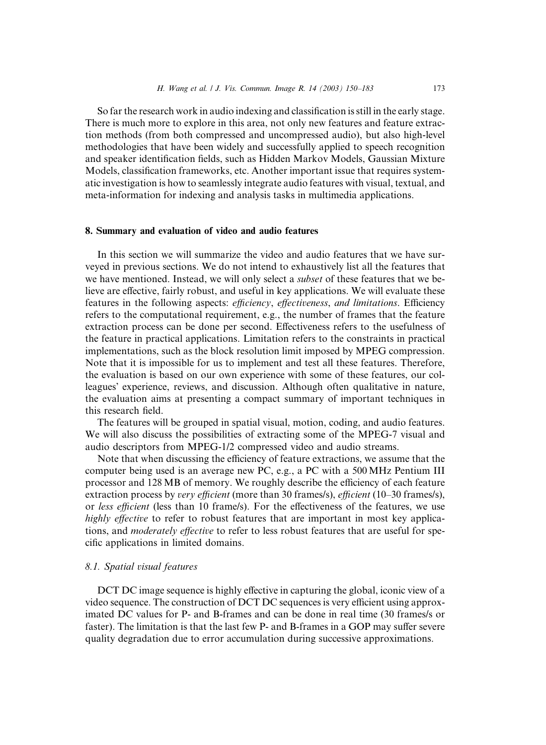So far the research work in audio indexing and classification is still in the early stage. There is much more to explore in this area, not only new features and feature extraction methods (from both compressed and uncompressed audio), but also high-level methodologies that have been widely and successfully applied to speech recognition and speaker identification fields, such as Hidden Markov Models, Gaussian Mixture Models, classification frameworks, etc. Another important issue that requires systematic investigation is how to seamlessly integrate audio features with visual, textual, and meta-information for indexing and analysis tasks in multimedia applications.

## 8. Summary and evaluation of video and audio features

In this section we will summarize the video and audio features that we have surveyed in previous sections. We do not intend to exhaustively list all the features that we have mentioned. Instead, we will only select a *subset* of these features that we believe are effective, fairly robust, and useful in key applications. We will evaluate these features in the following aspects: *efficiency*, *effectiveness*, *and limitations*. Efficiency refers to the computational requirement, e.g., the number of frames that the feature extraction process can be done per second. Effectiveness refers to the usefulness of the feature in practical applications. Limitation refers to the constraints in practical implementations, such as the block resolution limit imposed by MPEG compression. Note that it is impossible for us to implement and test all these features. Therefore, the evaluation is based on our own experience with some of these features, our colleagues' experience, reviews, and discussion. Although often qualitative in nature, the evaluation aims at presenting a compact summary of important techniques in this research field.

The features will be grouped in spatial visual, motion, coding, and audio features. We will also discuss the possibilities of extracting some of the MPEG-7 visual and audio descriptors from MPEG-1/2 compressed video and audio streams.

Note that when discussing the efficiency of feature extractions, we assume that the computer being used is an average new PC, e.g., a PC with a 500 MHz Pentium III processor and 128 MB of memory. We roughly describe the efficiency of each feature extraction process by *very efficient* (more than 30 frames/s), *efficient* (10–30 frames/s), or *less efficient* (less than 10 frame/s). For the effectiveness of the features, we use *highly effective* to refer to robust features that are important in most key applications, and *moderately effective* to refer to less robust features that are useful for specific applications in limited domains.

### 8.1. Spatial visual features

DCT DC image sequence is highly effective in capturing the global, iconic view of a video sequence. The construction of DCT DC sequences is very efficient using approximated DC values for P- and B-frames and can be done in real time (30 frames/s or faster). The limitation is that the last few P- and B-frames in a GOP may suffer severe quality degradation due to error accumulation during successive approximations.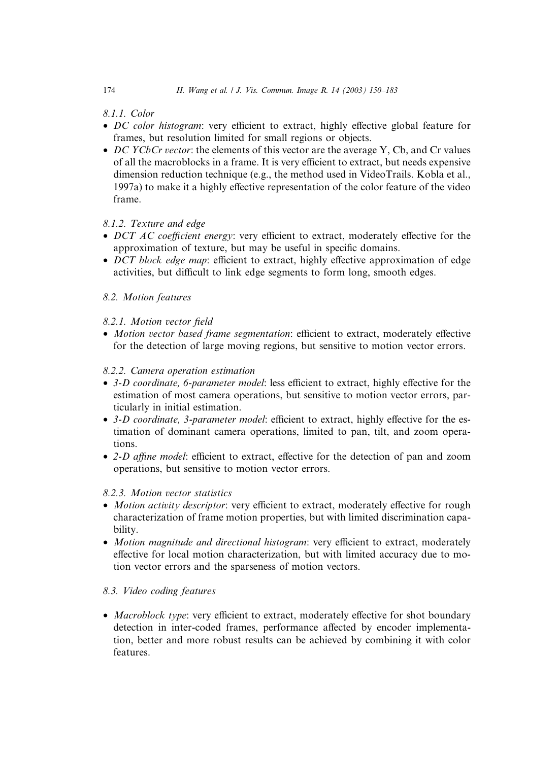#### 8.1.1. Color

- *DC color histogram*: very efficient to extract, highly effective global feature for frames, but resolution limited for small regions or objects.
- *DC YCbCr vector*: the elements of this vector are the average Y, Cb, and Cr values of all the macroblocks in a frame. It is very efficient to extract, but needs expensive dimension reduction technique (e.g., the method used in VideoTrails. Kobla et al., 1997a) to make it a highly effective representation of the color feature of the video frame.

#### 8.1.2. Texture and edge

- *DCT AC coefficient energy*: very efficient to extract, moderately effective for the approximation of texture, but may be useful in specific domains.
- *DCT block edge map*: efficient to extract, highly effective approximation of edge activities, but difficult to link edge segments to form long, smooth edges.

### 8.2. Motion features

#### 8.2.1. Motion vector field

- *Motion vector based frame segmentation*: efficient to extract, moderately effective for the detection of large moving regions, but sensitive to motion vector errors.

#### 8.2.2. Camera operation estimation

- *3-D coordinate, 6-parameter model*: less efficient to extract, highly effective for the estimation of most camera operations, but sensitive to motion vector errors, particularly in initial estimation.
- *3-D coordinate, 3-parameter model*: efficient to extract, highly effective for the estimation of dominant camera operations, limited to pan, tilt, and zoom operations.
- *2-D affine model*: efficient to extract, effective for the detection of pan and zoom operations, but sensitive to motion vector errors.

#### 8.2.3. Motion vector statistics

- *Motion activity descriptor*: very efficient to extract, moderately effective for rough characterization of frame motion properties, but with limited discrimination capability.
- *Motion magnitude and directional histogram*: very efficient to extract, moderately effective for local motion characterization, but with limited accuracy due to motion vector errors and the sparseness of motion vectors.

### 8.3. Video coding features

- *Macroblock type*: very efficient to extract, moderately effective for shot boundary detection in inter-coded frames, performance affected by encoder implementation, better and more robust results can be achieved by combining it with color features.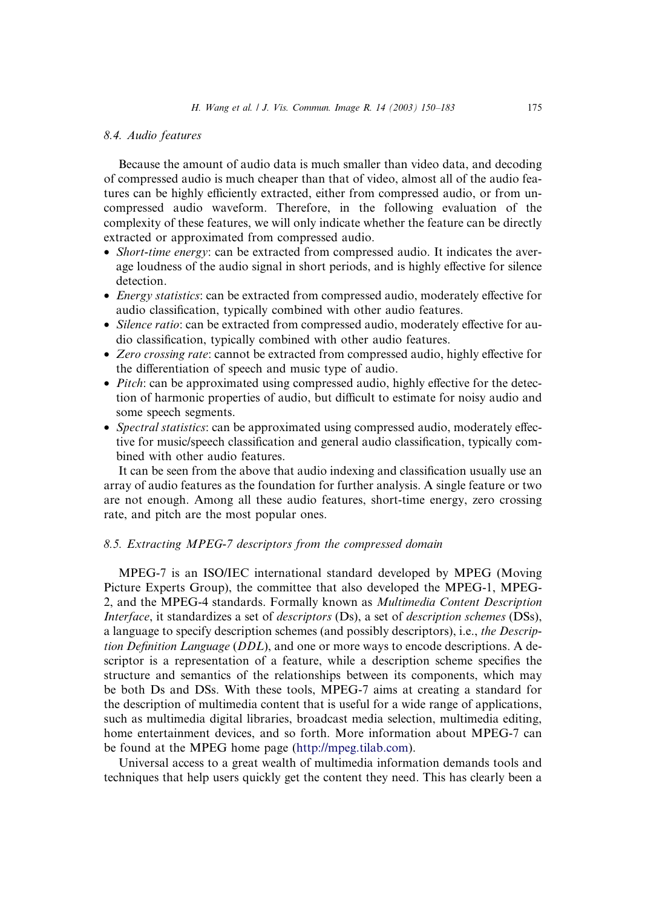### 8.4. Audio features

Because the amount of audio data is much smaller than video data, and decoding of compressed audio is much cheaper than that of video, almost all of the audio features can be highly efficiently extracted, either from compressed audio, or from uncompressed audio waveform. Therefore, in the following evaluation of the complexity of these features, we will only indicate whether the feature can be directly extracted or approximated from compressed audio.

- *Short-time energy*: can be extracted from compressed audio. It indicates the average loudness of the audio signal in short periods, and is highly effective for silence detection.
- *Energy statistics*: can be extracted from compressed audio, moderately effective for audio classification, typically combined with other audio features.
- *Silence ratio*: can be extracted from compressed audio, moderately effective for audio classification, typically combined with other audio features.
- *Zero crossing rate*: cannot be extracted from compressed audio, highly effective for the differentiation of speech and music type of audio.
- *Pitch*: can be approximated using compressed audio, highly effective for the detection of harmonic properties of audio, but difficult to estimate for noisy audio and some speech segments.
- *Spectral statistics*: can be approximated using compressed audio, moderately effective for music/speech classification and general audio classification, typically combined with other audio features.

It can be seen from the above that audio indexing and classification usually use an array of audio features as the foundation for further analysis. A single feature or two are not enough. Among all these audio features, short-time energy, zero crossing rate, and pitch are the most popular ones.

### 8.5. Extracting MPEG-7 descriptors from the compressed domain

MPEG-7 is an ISO/IEC international standard developed by MPEG (Moving Picture Experts Group), the committee that also developed the MPEG-1, MPEG-2, and the MPEG-4 standards. Formally known as *Multimedia Content Description Interface*, it standardizes a set of *descriptors* (Ds), a set of *description schemes* (DSs), a language to specify description schemes (and possibly descriptors), i.e., *the Description Definition Language* (*DDL*), and one or more ways to encode descriptions. A descriptor is a representation of a feature, while a description scheme specifies the structure and semantics of the relationships between its components, which may be both Ds and DSs. With these tools, MPEG-7 aims at creating a standard for the description of multimedia content that is useful for a wide range of applications, such as multimedia digital libraries, broadcast media selection, multimedia editing, home entertainment devices, and so forth. More information about MPEG-7 can be found at the MPEG home page (http://mpeg.tilab.com).

Universal access to a great wealth of multimedia information demands tools and techniques that help users quickly get the content they need. This has clearly been a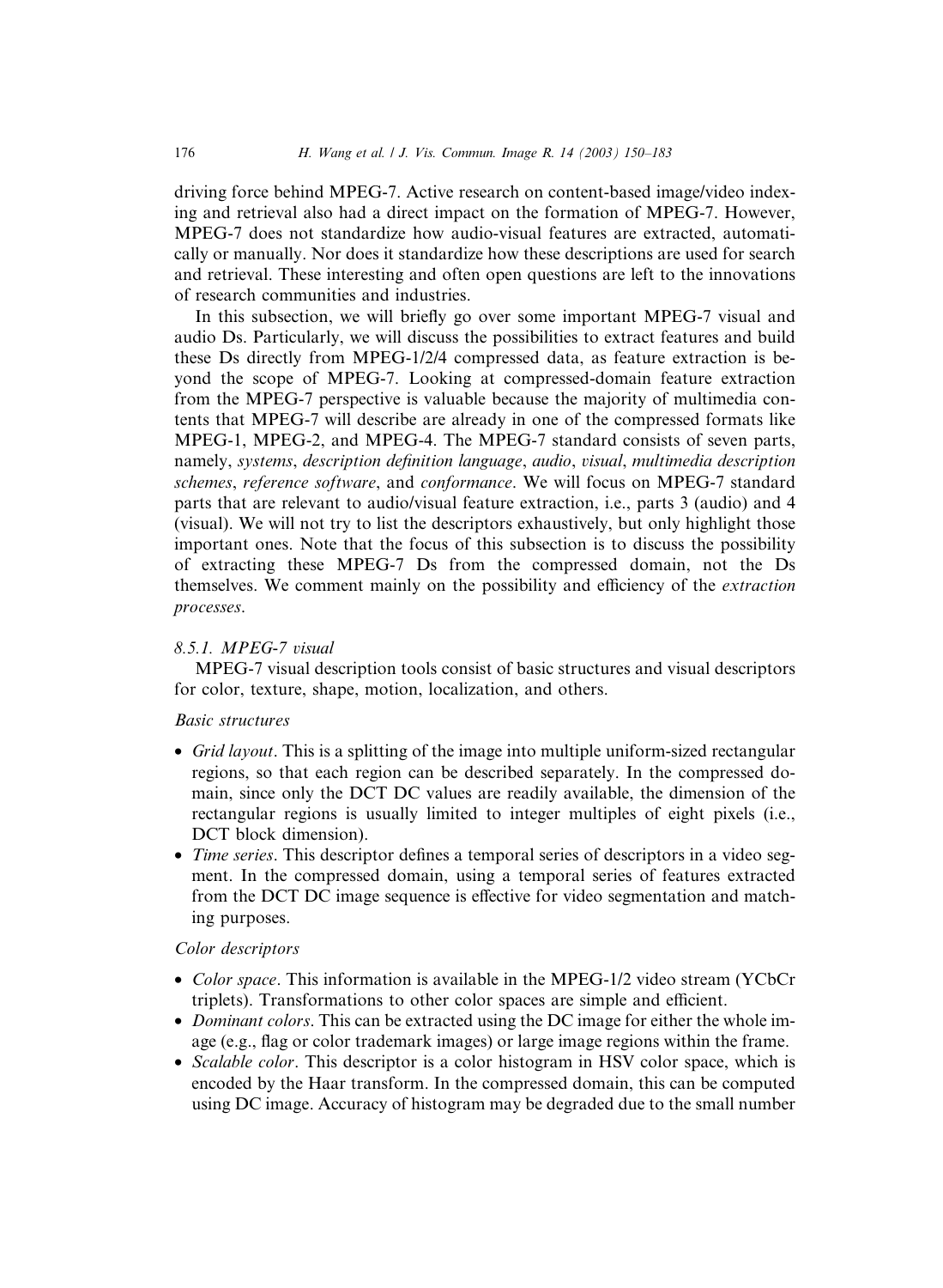driving force behind MPEG-7. Active research on content-based image/video indexing and retrieval also had a direct impact on the formation of MPEG-7. However, MPEG-7 does not standardize how audio-visual features are extracted, automatically or manually. Nor does it standardize how these descriptions are used for search and retrieval. These interesting and often open questions are left to the innovations of research communities and industries.

In this subsection, we will briefly go over some important MPEG-7 visual and audio Ds. Particularly, we will discuss the possibilities to extract features and build these Ds directly from MPEG-1/2/4 compressed data, as feature extraction is beyond the scope of MPEG-7. Looking at compressed-domain feature extraction from the MPEG-7 perspective is valuable because the majority of multimedia contents that MPEG-7 will describe are already in one of the compressed formats like MPEG-1, MPEG-2, and MPEG-4. The MPEG-7 standard consists of seven parts, namely, *systems*, *description definition language*, *audio*, *visual*, *multimedia description schemes*, *reference software*, and *conformance*. We will focus on MPEG-7 standard parts that are relevant to audio/visual feature extraction, i.e., parts 3 (audio) and 4 (visual). We will not try to list the descriptors exhaustively, but only highlight those important ones. Note that the focus of this subsection is to discuss the possibility of extracting these MPEG-7 Ds from the compressed domain, not the Ds themselves. We comment mainly on the possibility and efficiency of the *extraction processes*.

#### *8.5.1. MPEG-7 visual*

MPEG-7 visual description tools consist of basic structures and visual descriptors for color, texture, shape, motion, localization, and others.

*Basic structures*

- *Grid layout*. This is a splitting of the image into multiple uniform-sized rectangular regions, so that each region can be described separately. In the compressed domain, since only the DCT DC values are readily available, the dimension of the rectangular regions is usually limited to integer multiples of eight pixels (i.e., DCT block dimension).
- *Time series*. This descriptor defines a temporal series of descriptors in a video segment. In the compressed domain, using a temporal series of features extracted from the DCT DC image sequence is effective for video segmentation and matching purposes.

*Color descriptors*

- *Color space*. This information is available in the MPEG-1/2 video stream (YCbCr triplets). Transformations to other color spaces are simple and efficient.
- *Dominant colors*. This can be extracted using the DC image for either the whole image (e.g., flag or color trademark images) or large image regions within the frame.
- *Scalable color*. This descriptor is a color histogram in HSV color space, which is encoded by the Haar transform. In the compressed domain, this can be computed using DC image. Accuracy of histogram may be degraded due to the small number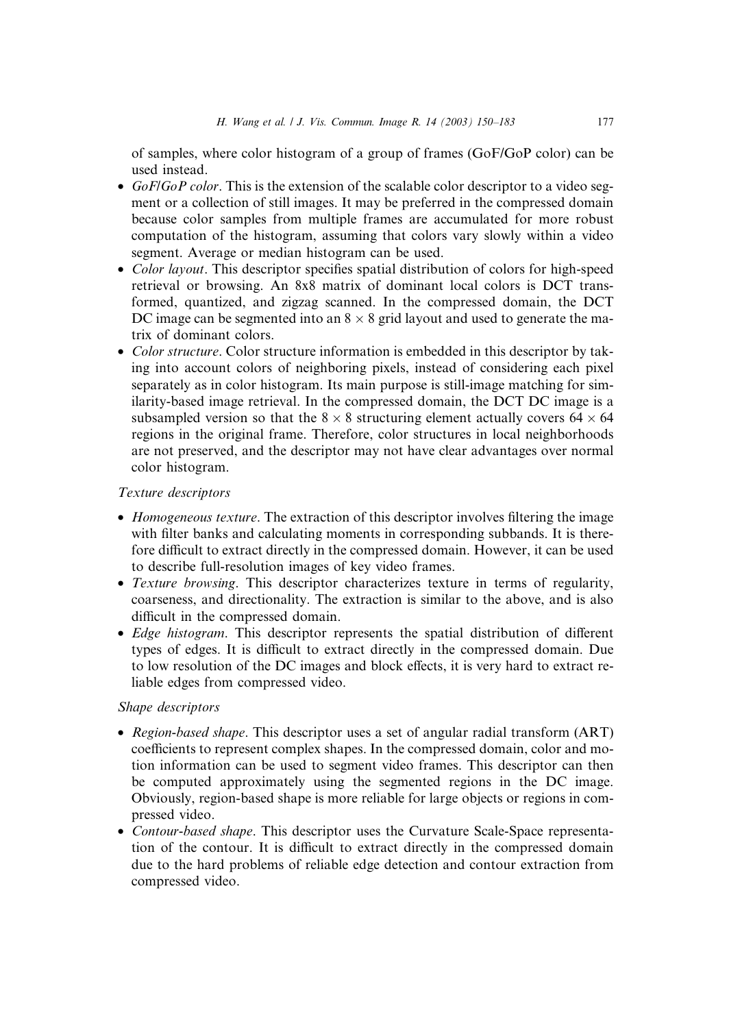of samples, where color histogram of a group of frames (GoF/GoP color) can be used instead.

- *GoF/GoP color*. This is the extension of the scalable color descriptor to a video segment or a collection of still images. It may be preferred in the compressed domain because color samples from multiple frames are accumulated for more robust computation of the histogram, assuming that colors vary slowly within a video segment. Average or median histogram can be used.
- *Color layout*. This descriptor specifies spatial distribution of colors for high-speed retrieval or browsing. An 8x8 matrix of dominant local colors is DCT transformed, quantized, and zigzag scanned. In the compressed domain, the DCT DC image can be segmented into an $8 \times 8$ grid layout and used to generate the matrix of dominant colors.
- *Color structure*. Color structure information is embedded in this descriptor by taking into account colors of neighboring pixels, instead of considering each pixel separately as in color histogram. Its main purpose is still-image matching for similarity-based image retrieval. In the compressed domain, the DCT DC image is a subsampled version so that the $8 \times 8$ structuring element actually covers $64 \times 64$ regions in the original frame. Therefore, color structures in local neighborhoods are not preserved, and the descriptor may not have clear advantages over normal color histogram.

*Texture descriptors*

- *Homogeneous texture*. The extraction of this descriptor involves filtering the image with filter banks and calculating moments in corresponding subbands. It is therefore difficult to extract directly in the compressed domain. However, it can be used to describe full-resolution images of key video frames.
- *Texture browsing*. This descriptor characterizes texture in terms of regularity, coarseness, and directionality. The extraction is similar to the above, and is also difficult in the compressed domain.
- *Edge histogram*. This descriptor represents the spatial distribution of different types of edges. It is difficult to extract directly in the compressed domain. Due to low resolution of the DC images and block effects, it is very hard to extract reliable edges from compressed video.

*Shape descriptors*

- *Region-based shape*. This descriptor uses a set of angular radial transform (ART) coefficients to represent complex shapes. In the compressed domain, color and motion information can be used to segment video frames. This descriptor can then be computed approximately using the segmented regions in the DC image. Obviously, region-based shape is more reliable for large objects or regions in compressed video.
- *Contour-based shape*. This descriptor uses the Curvature Scale-Space representation of the contour. It is difficult to extract directly in the compressed domain due to the hard problems of reliable edge detection and contour extraction from compressed video.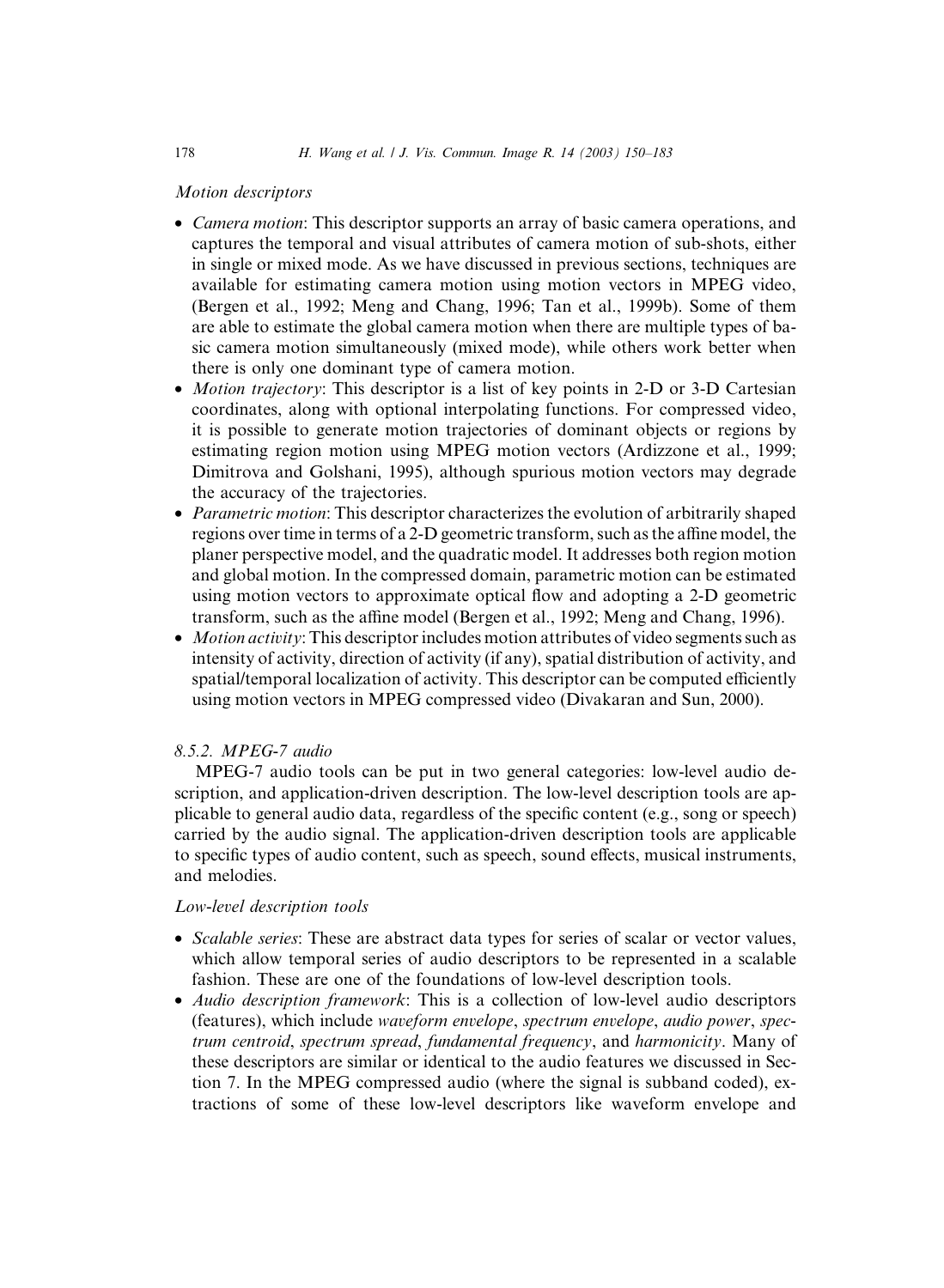*Motion descriptors*

- *Camera motion*: This descriptor supports an array of basic camera operations, and captures the temporal and visual attributes of camera motion of sub-shots, either in single or mixed mode. As we have discussed in previous sections, techniques are available for estimating camera motion using motion vectors in MPEG video, (Bergen et al., 1992; Meng and Chang, 1996; Tan et al., 1999b). Some of them are able to estimate the global camera motion when there are multiple types of basic camera motion simultaneously (mixed mode), while others work better when there is only one dominant type of camera motion.
- *Motion trajectory*: This descriptor is a list of key points in 2-D or 3-D Cartesian coordinates, along with optional interpolating functions. For compressed video, it is possible to generate motion trajectories of dominant objects or regions by estimating region motion using MPEG motion vectors (Ardizzone et al., 1999; Dimitrova and Golshani, 1995), although spurious motion vectors may degrade the accuracy of the trajectories.
- *Parametric motion*: This descriptor characterizes the evolution of arbitrarily shaped regions over time in terms of a 2-D geometric transform, such as the affine model, the planer perspective model, and the quadratic model. It addresses both region motion and global motion. In the compressed domain, parametric motion can be estimated using motion vectors to approximate optical flow and adopting a 2-D geometric transform, such as the affine model (Bergen et al., 1992; Meng and Chang, 1996).
- *Motion activity*: This descriptor includes motion attributes of video segments such as intensity of activity, direction of activity (if any), spatial distribution of activity, and spatial/temporal localization of activity. This descriptor can be computed efficiently using motion vectors in MPEG compressed video (Divakaran and Sun, 2000).

### 8.5.2. MPEG-7 audio

MPEG-7 audio tools can be put in two general categories: low-level audio description, and application-driven description. The low-level description tools are applicable to general audio data, regardless of the specific content (e.g., song or speech) carried by the audio signal. The application-driven description tools are applicable to specific types of audio content, such as speech, sound effects, musical instruments, and melodies.

*Low-level description tools*

- *Scalable series*: These are abstract data types for series of scalar or vector values, which allow temporal series of audio descriptors to be represented in a scalable fashion. These are one of the foundations of low-level description tools.
- *Audio description framework*: This is a collection of low-level audio descriptors (features), which include *waveform envelope*, *spectrum envelope*, *audio power*, *spectrum centroid*, *spectrum spread*, *fundamental frequency*, and *harmonicity*. Many of these descriptors are similar or identical to the audio features we discussed in Section 7. In the MPEG compressed audio (where the signal is subband coded), extractions of some of these low-level descriptors like waveform envelope and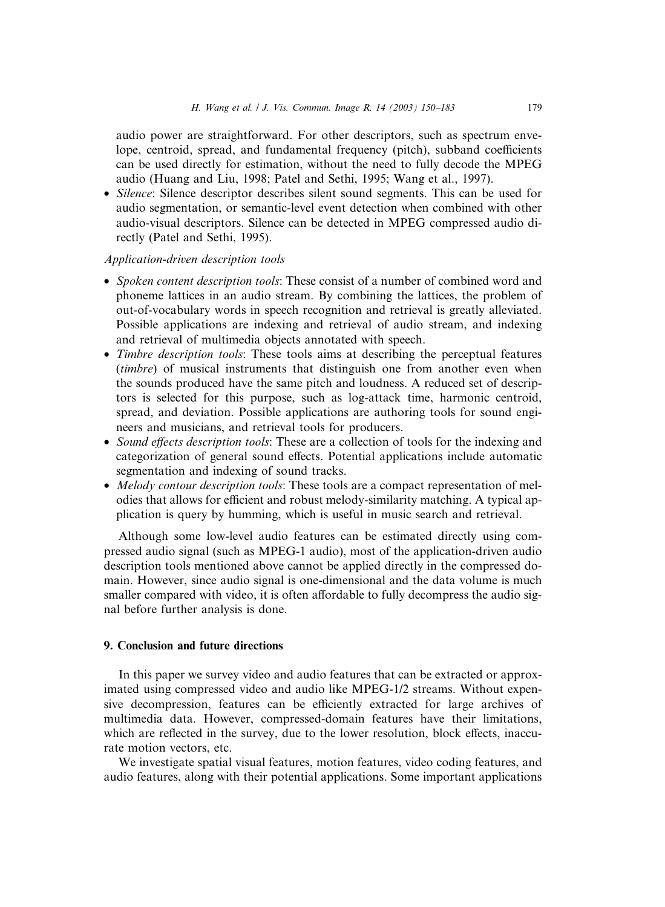audio power are straightforward. For other descriptors, such as spectrum envelope, centroid, spread, and fundamental frequency (pitch), subband coefficients can be used directly for estimation, without the need to fully decode the MPEG audio (Huang and Liu, 1998; Patel and Sethi, 1995; Wang et al., 1997).

- *Silence*: Silence descriptor describes silent sound segments. This can be used for audio segmentation, or semantic-level event detection when combined with other audio-visual descriptors. Silence can be detected in MPEG compressed audio directly (Patel and Sethi, 1995).

*Application-driven description tools*

- *Spoken content description tools*: These consist of a number of combined word and phoneme lattices in an audio stream. By combining the lattices, the problem of out-of-vocabulary words in speech recognition and retrieval is greatly alleviated. Possible applications are indexing and retrieval of audio stream, and indexing and retrieval of multimedia objects annotated with speech.
- *Timbre description tools*: These tools aims at describing the perceptual features (*timbre*) of musical instruments that distinguish one from another even when the sounds produced have the same pitch and loudness. A reduced set of descriptors is selected for this purpose, such as log-attack time, harmonic centroid, spread, and deviation. Possible applications are authoring tools for sound engineers and musicians, and retrieval tools for producers.
- *Sound effects description tools*: These are a collection of tools for the indexing and categorization of general sound effects. Potential applications include automatic segmentation and indexing of sound tracks.
- *Melody contour description tools*: These tools are a compact representation of melodies that allows for efficient and robust melody-similarity matching. A typical application is query by humming, which is useful in music search and retrieval.

Although some low-level audio features can be estimated directly using compressed audio signal (such as MPEG-1 audio), most of the application-driven audio description tools mentioned above cannot be applied directly in the compressed domain. However, since audio signal is one-dimensional and the data volume is much smaller compared with video, it is often affordable to fully decompress the audio signal before further analysis is done.

## 9. Conclusion and future directions

In this paper we survey video and audio features that can be extracted or approximated using compressed video and audio like MPEG-1/2 streams. Without expensive decompression, features can be efficiently extracted for large archives of multimedia data. However, compressed-domain features have their limitations, which are reflected in the survey, due to the lower resolution, block effects, inaccurate motion vectors, etc.

We investigate spatial visual features, motion features, video coding features, and audio features, along with their potential applications. Some important applications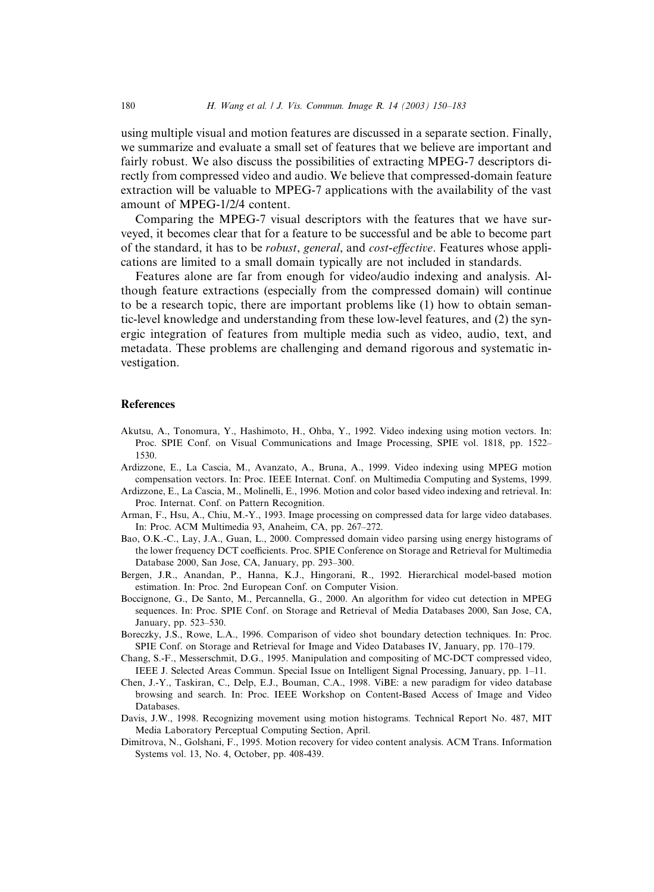using multiple visual and motion features are discussed in a separate section. Finally, we summarize and evaluate a small set of features that we believe are important and fairly robust. We also discuss the possibilities of extracting MPEG-7 descriptors directly from compressed video and audio. We believe that compressed-domain feature extraction will be valuable to MPEG-7 applications with the availability of the vast amount of MPEG-1/2/4 content.

Comparing the MPEG-7 visual descriptors with the features that we have surveyed, it becomes clear that for a feature to be successful and be able to become part of the standard, it has to be *robust*, *general*, and *cost-effective*. Features whose applications are limited to a small domain typically are not included in standards.

Features alone are far from enough for video/audio indexing and analysis. Although feature extractions (especially from the compressed domain) will continue to be a research topic, there are important problems like (1) how to obtain semantic-level knowledge and understanding from these low-level features, and (2) the synergic integration of features from multiple media such as video, audio, text, and metadata. These problems are challenging and demand rigorous and systematic investigation.

## References

Akutsu, A., Tonomura, Y., Hashimoto, H., Ohba, Y., 1992. Video indexing using motion vectors. In: Proc. SPIE Conf. on Visual Communications and Image Processing, SPIE vol. 1818, pp. 1522–1530.

Ardizzone, E., La Cascia, M., Avanzato, A., Bruna, A., 1999. Video indexing using MPEG motion compensation vectors. In: Proc. IEEE Internat. Conf. on Multimedia Computing and Systems, 1999.

Ardizzone, E., La Cascia, M., Molinelli, E., 1996. Motion and color based video indexing and retrieval. In: Proc. Internat. Conf. on Pattern Recognition.

Arman, F., Hsu, A., Chiu, M.-Y., 1993. Image processing on compressed data for large video databases. In: Proc. ACM Multimedia 93, Anaheim, CA, pp. 267–272.

Bao, O.K.-C., Lay, J.A., Guan, L., 2000. Compressed domain video parsing using energy histograms of the lower frequency DCT coefficients. Proc. SPIE Conference on Storage and Retrieval for Multimedia Database 2000, San Jose, CA, January, pp. 293–300.

Bergen, J.R., Anandan, P., Hanna, K.J., Hingorani, R., 1992. Hierarchical model-based motion estimation. In: Proc. 2nd European Conf. on Computer Vision.

Boccignone, G., De Santo, M., Percannella, G., 2000. An algorithm for video cut detection in MPEG sequences. In: Proc. SPIE Conf. on Storage and Retrieval of Media Databases 2000, San Jose, CA, January, pp. 523–530.

Boreczky, J.S., Rowe, L.A., 1996. Comparison of video shot boundary detection techniques. In: Proc. SPIE Conf. on Storage and Retrieval for Image and Video Databases IV, January, pp. 170–179.

Chang, S.-F., Messerschmit, D.G., 1995. Manipulation and compositing of MC-DCT compressed video, IEEE J. Selected Areas Commun. Special Issue on Intelligent Signal Processing, January, pp. 1–11.

Chen, J.-Y., Taskiran, C., Delp, E.J., Bouman, C.A., 1998. ViBE: a new paradigm for video database browsing and search. In: Proc. IEEE Workshop on Content-Based Access of Image and Video Databases.

Davis, J.W., 1998. Recognizing movement using motion histograms. Technical Report No. 487, MIT Media Laboratory Perceptual Computing Section, April.

Dimitrova, N., Golshani, F., 1995. Motion recovery for video content analysis. ACM Trans. Information Systems vol. 13, No. 4, October, pp. 408-439.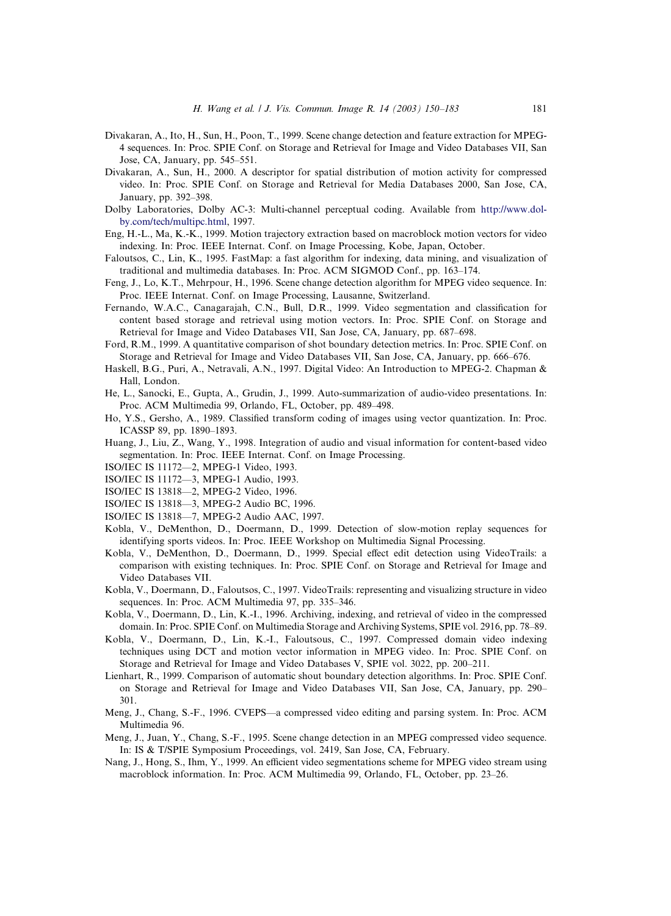Divakaran, A., Ito, H., Sun, H., Poon, T., 1999. Scene change detection and feature extraction for MPEG-4 sequences. In: Proc. SPIE Conf. on Storage and Retrieval for Image and Video Databases VII, San Jose, CA, January, pp. 545–551.

Divakaran, A., Sun, H., 2000. A descriptor for spatial distribution of motion activity for compressed video. In: Proc. SPIE Conf. on Storage and Retrieval for Media Databases 2000, San Jose, CA, January, pp. 392–398.

Dolby Laboratories, Dolby AC-3: Multi-channel perceptual coding. Available from http://www.dolby.com/tech/multipc.html, 1997.

Eng, H.-L., Ma, K.-K., 1999. Motion trajectory extraction based on macroblock motion vectors for video indexing. In: Proc. IEEE Internat. Conf. on Image Processing, Kobe, Japan, October.

Faloutsos, C., Lin, K., 1995. FastMap: a fast algorithm for indexing, data mining, and visualization of traditional and multimedia databases. In: Proc. ACM SIGMOD Conf., pp. 163–174.

Feng, J., Lo, K.T., Mehrpour, H., 1996. Scene change detection algorithm for MPEG video sequence. In: Proc. IEEE Internat. Conf. on Image Processing, Lausanne, Switzerland.

Fernando, W.A.C., Canagarajah, C.N., Bull, D.R., 1999. Video segmentation and classification for content based storage and retrieval using motion vectors. In: Proc. SPIE Conf. on Storage and Retrieval for Image and Video Databases VII, San Jose, CA, January, pp. 687–698.

Ford, R.M., 1999. A quantitative comparison of shot boundary detection metrics. In: Proc. SPIE Conf. on Storage and Retrieval for Image and Video Databases VII, San Jose, CA, January, pp. 666–676.

Haskell, B.G., Puri, A., Netravali, A.N., 1997. Digital Video: An Introduction to MPEG-2. Chapman & Hall, London.

He, L., Sanocki, E., Gupta, A., Grudin, J., 1999. Auto-summarization of audio-video presentations. In: Proc. ACM Multimedia 99, Orlando, FL, October, pp. 489–498.

Ho, Y.S., Gersho, A., 1989. Classified transform coding of images using vector quantization. In: Proc. ICASSP 89, pp. 1890–1893.

Huang, J., Liu, Z., Wang, Y., 1998. Integration of audio and visual information for content-based video segmentation. In: Proc. IEEE Internat. Conf. on Image Processing.

ISO/IEC IS 11172—2, MPEG-1 Video, 1993.

ISO/IEC IS 11172—3, MPEG-1 Audio, 1993.

ISO/IEC IS 13818—2, MPEG-2 Video, 1996.

ISO/IEC IS 13818—3, MPEG-2 Audio BC, 1996.

ISO/IEC IS 13818—7, MPEG-2 Audio AAC, 1997.

Kobla, V., DeMenthon, D., Doermann, D., 1999. Detection of slow-motion replay sequences for identifying sports videos. In: Proc. IEEE Workshop on Multimedia Signal Processing.

Kobla, V., DeMenthon, D., Doermann, D., 1999. Special effect edit detection using VideoTrails: a comparison with existing techniques. In: Proc. SPIE Conf. on Storage and Retrieval for Image and Video Databases VII.

Kobla, V., Doermann, D., Faloutsos, C., 1997. VideoTrails: representing and visualizing structure in video sequences. In: Proc. ACM Multimedia 97, pp. 335–346.

Kobla, V., Doermann, D., Lin, K.-I., 1996. Archiving, indexing, and retrieval of video in the compressed domain. In: Proc. SPIE Conf. on Multimedia Storage and Archiving Systems, SPIE vol. 2916, pp. 78–89.

Kobla, V., Doermann, D., Lin, K.-I., Faloutsous, C., 1997. Compressed domain video indexing techniques using DCT and motion vector information in MPEG video. In: Proc. SPIE Conf. on Storage and Retrieval for Image and Video Databases V, SPIE vol. 3022, pp. 200–211.

Lienhart, R., 1999. Comparison of automatic shout boundary detection algorithms. In: Proc. SPIE Conf. on Storage and Retrieval for Image and Video Databases VII, San Jose, CA, January, pp. 290–301.

Meng, J., Chang, S.-F., 1996. CVEPS—a compressed video editing and parsing system. In: Proc. ACM Multimedia 96.

Meng, J., Juan, Y., Chang, S.-F., 1995. Scene change detection in an MPEG compressed video sequence. In: IS & T/SPIE Symposium Proceedings, vol. 2419, San Jose, CA, February.

Nang, J., Hong, S., Ihm, Y., 1999. An efficient video segmentations scheme for MPEG video stream using macroblock information. In: Proc. ACM Multimedia 99, Orlando, FL, October, pp. 23–26.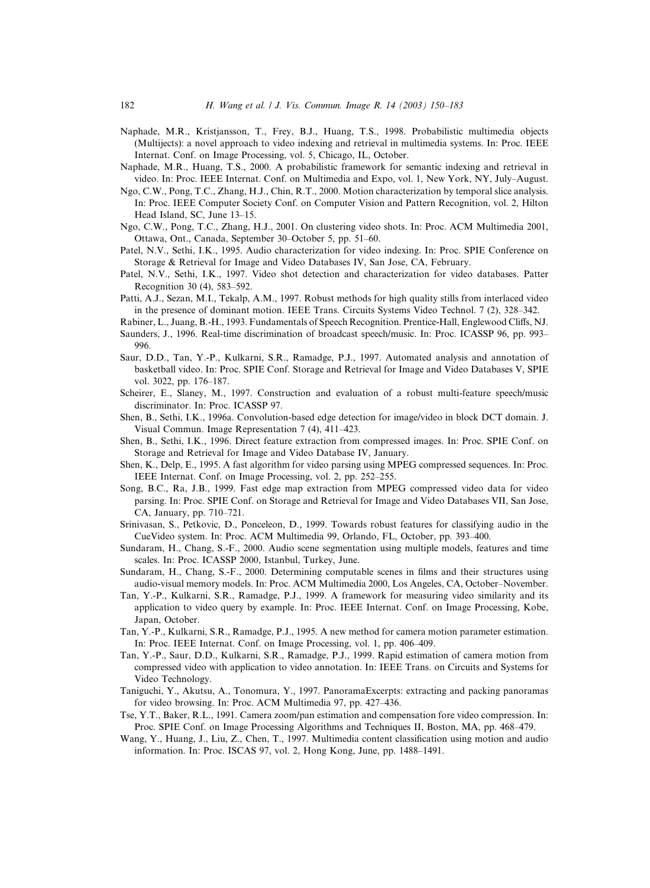Naphade, M.R., Kristjansson, T., Frey, B.J., Huang, T.S., 1998. Probabilistic multimedia objects (Multijects): a novel approach to video indexing and retrieval in multimedia systems. In: Proc. IEEE Internat. Conf. on Image Processing, vol. 5, Chicago, IL, October.

Naphade, M.R., Huang, T.S., 2000. A probabilistic framework for semantic indexing and retrieval in video. In: Proc. IEEE Internat. Conf. on Multimedia and Expo, vol. 1, New York, NY, July–August.

Ngo, C.W., Pong, T.C., Zhang, H.J., Chin, R.T., 2000. Motion characterization by temporal slice analysis. In: Proc. IEEE Computer Society Conf. on Computer Vision and Pattern Recognition, vol. 2, Hilton Head Island, SC, June 13–15.

Ngo, C.W., Pong, T.C., Zhang, H.J., 2001. On clustering video shots. In: Proc. ACM Multimedia 2001, Ottawa, Ont., Canada, September 30–October 5, pp. 51–60.

Patel, N.V., Sethi, I.K., 1995. Audio characterization for video indexing. In: Proc. SPIE Conference on Storage & Retrieval for Image and Video Databases IV, San Jose, CA, February.

Patel, N.V., Sethi, I.K., 1997. Video shot detection and characterization for video databases. Patter Recognition 30 (4), 583–592.

Patti, A.J., Sezan, M.I., Tekalp, A.M., 1997. Robust methods for high quality stills from interlaced video in the presence of dominant motion. IEEE Trans. Circuits Systems Video Technol. 7 (2), 328–342.

Rabiner, L., Juang, B.-H., 1993. Fundamentals of Speech Recognition. Prentice-Hall, Englewood Cliffs, NJ.

Saunders, J., 1996. Real-time discrimination of broadcast speech/music. In: Proc. ICASSP 96, pp. 993–996.

Saur, D.D., Tan, Y.-P., Kulkarni, S.R., Ramadge, P.J., 1997. Automated analysis and annotation of basketball video. In: Proc. SPIE Conf. Storage and Retrieval for Image and Video Databases V, SPIE vol. 3022, pp. 176–187.

Scheirer, E., Slaney, M., 1997. Construction and evaluation of a robust multi-feature speech/music discriminator. In: Proc. ICASSP 97.

Shen, B., Sethi, I.K., 1996a. Convolution-based edge detection for image/video in block DCT domain. J. Visual Commun. Image Representation 7 (4), 411–423.

Shen, B., Sethi, I.K., 1996. Direct feature extraction from compressed images. In: Proc. SPIE Conf. on Storage and Retrieval for Image and Video Database IV, January.

Shen, K., Delp, E., 1995. A fast algorithm for video parsing using MPEG compressed sequences. In: Proc. IEEE Internat. Conf. on Image Processing, vol. 2, pp. 252–255.

Song, B.C., Ra, J.B., 1999. Fast edge map extraction from MPEG compressed video data for video parsing. In: Proc. SPIE Conf. on Storage and Retrieval for Image and Video Databases VII, San Jose, CA, January, pp. 710–721.

Srinivasan, S., Petkovic, D., Ponceleon, D., 1999. Towards robust features for classifying audio in the CueVideo system. In: Proc. ACM Multimedia 99, Orlando, FL, October, pp. 393–400.

Sundaram, H., Chang, S.-F., 2000. Audio scene segmentation using multiple models, features and time scales. In: Proc. ICASSP 2000, Istanbul, Turkey, June.

Sundaram, H., Chang, S.-F., 2000. Determining computable scenes in films and their structures using audio-visual memory models. In: Proc. ACM Multimedia 2000, Los Angeles, CA, October–November.

Tan, Y.-P., Kulkarni, S.R., Ramadge, P.J., 1999. A framework for measuring video similarity and its application to video query by example. In: Proc. IEEE Internat. Conf. on Image Processing, Kobe, Japan, October.

Tan, Y.-P., Kulkarni, S.R., Ramadge, P.J., 1995. A new method for camera motion parameter estimation. In: Proc. IEEE Internat. Conf. on Image Processing, vol. 1, pp. 406–409.

Tan, Y.-P., Saur, D.D., Kulkarni, S.R., Ramadge, P.J., 1999. Rapid estimation of camera motion from compressed video with application to video annotation. In: IEEE Trans. on Circuits and Systems for Video Technology.

Taniguchi, Y., Akutsu, A., Tonomura, Y., 1997. PanoramaExcerpts: extracting and packing panoramas for video browsing. In: Proc. ACM Multimedia 97, pp. 427–436.

Tse, Y.T., Baker, R.L., 1991. Camera zoom/pan estimation and compensation fore video compression. In: Proc. SPIE Conf. on Image Processing Algorithms and Techniques II, Boston, MA, pp. 468–479.

Wang, Y., Huang, J., Liu, Z., Chen, T., 1997. Multimedia content classification using motion and audio information. In: Proc. ISCAS 97, vol. 2, Hong Kong, June, pp. 1488–1491.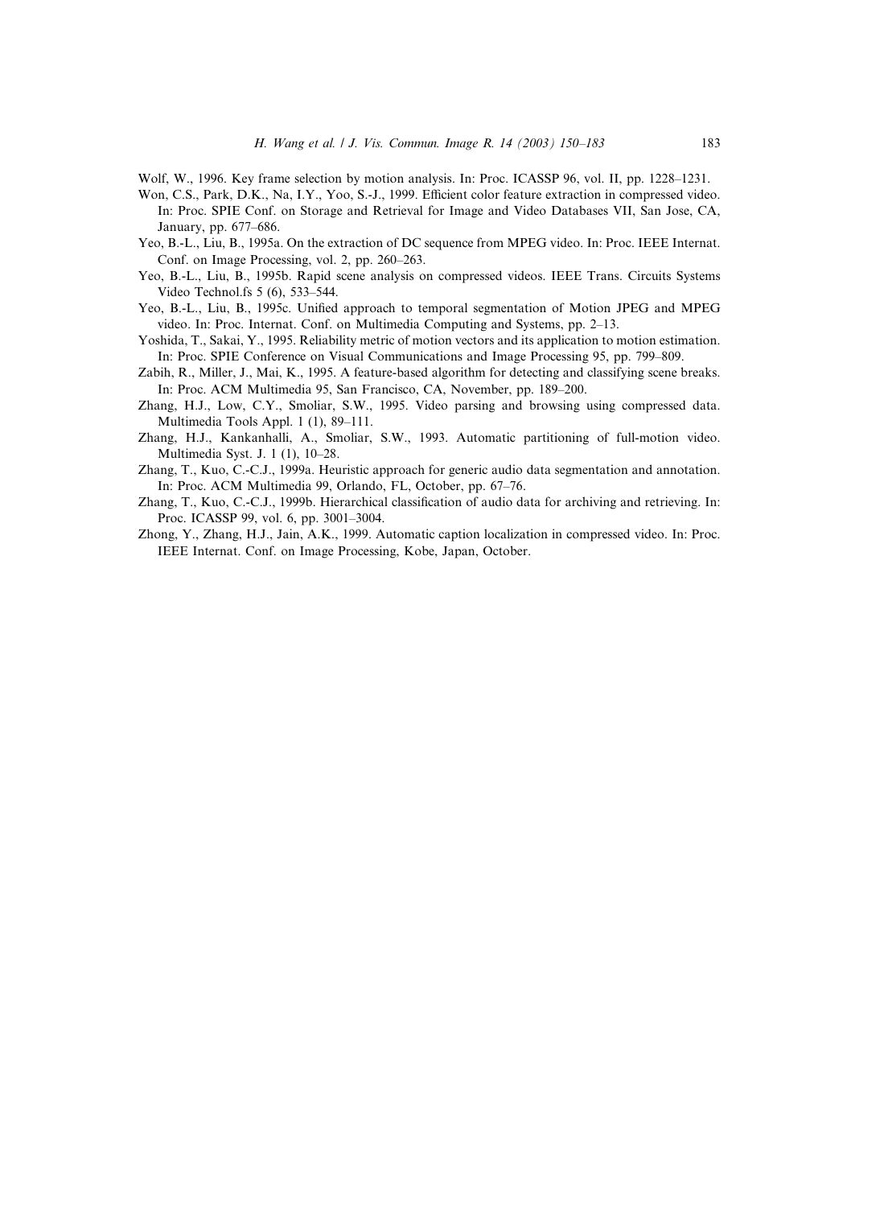Wolf, W., 1996. Key frame selection by motion analysis. In: Proc. ICASSP 96, vol. II, pp. 1228–1231.

Won, C.S., Park, D.K., Na, I.Y., Yoo, S.-J., 1999. Efficient color feature extraction in compressed video. In: Proc. SPIE Conf. on Storage and Retrieval for Image and Video Databases VII, San Jose, CA, January, pp. 677–686.

Yeo, B.-L., Liu, B., 1995a. On the extraction of DC sequence from MPEG video. In: Proc. IEEE Internat. Conf. on Image Processing, vol. 2, pp. 260–263.

Yeo, B.-L., Liu, B., 1995b. Rapid scene analysis on compressed videos. IEEE Trans. Circuits Systems Video Technol.fs 5 (6), 533–544.

Yeo, B.-L., Liu, B., 1995c. Unified approach to temporal segmentation of Motion JPEG and MPEG video. In: Proc. Internat. Conf. on Multimedia Computing and Systems, pp. 2–13.

Yoshida, T., Sakai, Y., 1995. Reliability metric of motion vectors and its application to motion estimation. In: Proc. SPIE Conference on Visual Communications and Image Processing 95, pp. 799–809.

Zabih, R., Miller, J., Mai, K., 1995. A feature-based algorithm for detecting and classifying scene breaks. In: Proc. ACM Multimedia 95, San Francisco, CA, November, pp. 189–200.

Zhang, H.J., Low, C.Y., Smoliar, S.W., 1995. Video parsing and browsing using compressed data. Multimedia Tools Appl. 1 (1), 89–111.

Zhang, H.J., Kankanhalli, A., Smoliar, S.W., 1993. Automatic partitioning of full-motion video. Multimedia Syst. J. 1 (1), 10–28.

Zhang, T., Kuo, C.-C.J., 1999a. Heuristic approach for generic audio data segmentation and annotation. In: Proc. ACM Multimedia 99, Orlando, FL, October, pp. 67–76.

Zhang, T., Kuo, C.-C.J., 1999b. Hierarchical classification of audio data for archiving and retrieving. In: Proc. ICASSP 99, vol. 6, pp. 3001–3004.

Zhong, Y., Zhang, H.J., Jain, A.K., 1999. Automatic caption localization in compressed video. In: Proc. IEEE Internat. Conf. on Image Processing, Kobe, Japan, October.